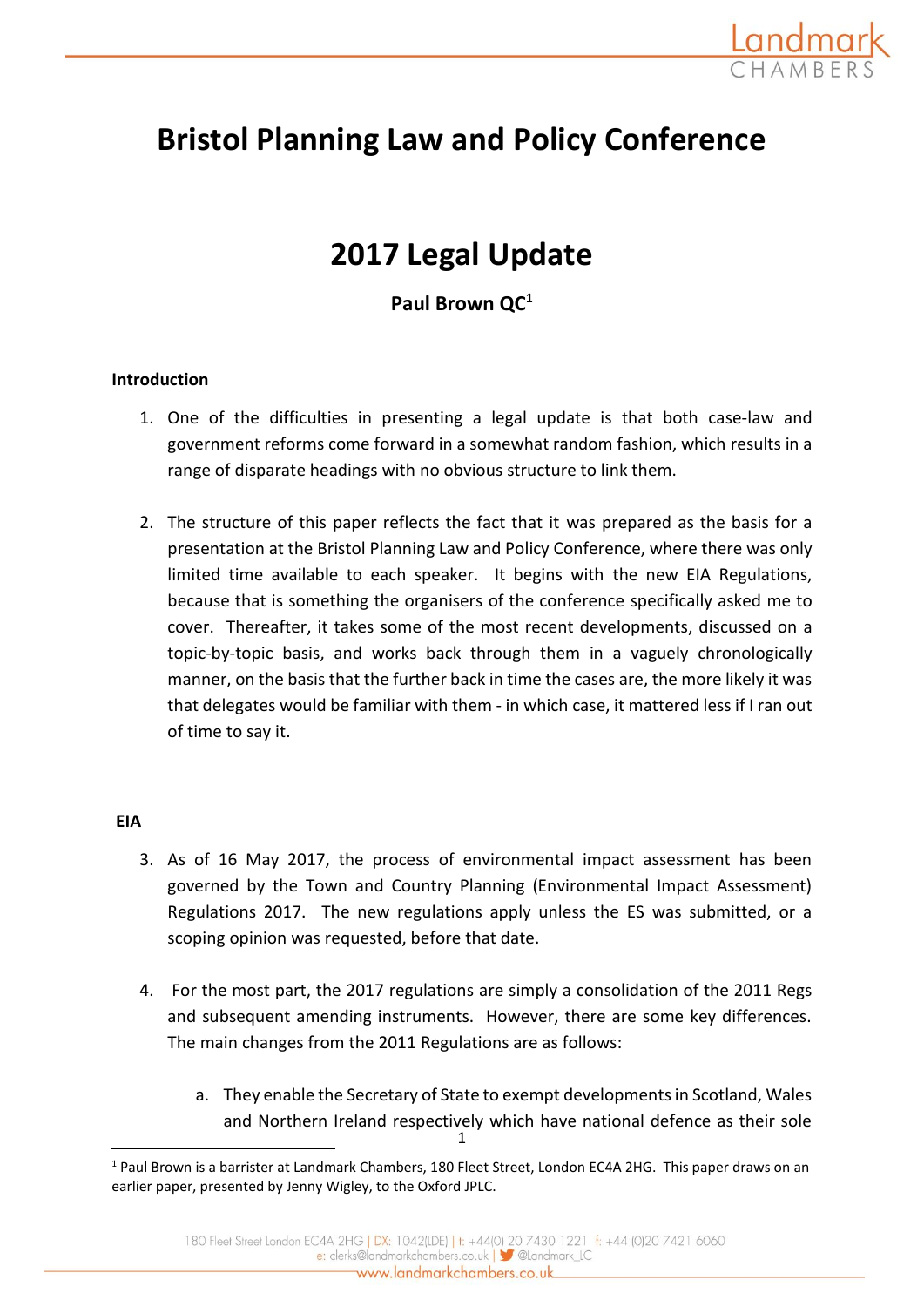# Bristol Planning Law and Policy Conference

# 2017 Legal Update

**Paul Brown QC**[1]

**Introduction**

1. One of the difficulties in presenting a legal update is that both case-law and government reforms come forward in a somewhat random fashion, which results in a range of disparate headings with no obvious structure to link them.

2. The structure of this paper reflects the fact that it was prepared as the basis for a presentation at the Bristol Planning Law and Policy Conference, where there was only limited time available to each speaker. It begins with the new EIA Regulations, because that is something the organisers of the conference specifically asked me to cover. Thereafter, it takes some of the most recent developments, discussed on a topic-by-topic basis, and works back through them in a vaguely chronologically manner, on the basis that the further back in time the cases are, the more likely it was that delegates would be familiar with them - in which case, it mattered less if I ran out of time to say it.

**EIA**

3. As of 16 May 2017, the process of environmental impact assessment has been governed by the Town and Country Planning (Environmental Impact Assessment) Regulations 2017. The new regulations apply unless the ES was submitted, or a scoping opinion was requested, before that date.

4. For the most part, the 2017 regulations are simply a consolidation of the 2011 Regs and subsequent amending instruments. However, there are some key differences. The main changes from the 2011 Regulations are as follows:

   a. They enable the Secretary of State to exempt developments in Scotland, Wales and Northern Ireland respectively which have national defence as their sole

[1] Paul Brown is a barrister at Landmark Chambers, 180 Fleet Street, London EC4A 2HG. This paper draws on an earlier paper, presented by Jenny Wigley, to the Oxford JPLC.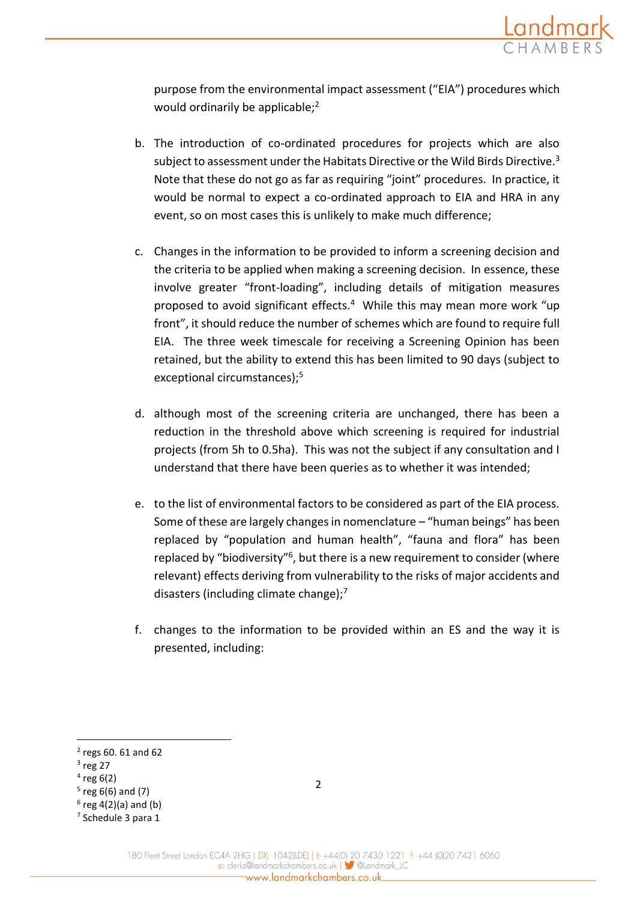purpose from the environmental impact assessment ("EIA") procedures which would ordinarily be applicable;[2]

b. The introduction of co-ordinated procedures for projects which are also subject to assessment under the Habitats Directive or the Wild Birds Directive.[3] Note that these do not go as far as requiring "joint" procedures. In practice, it would be normal to expect a co-ordinated approach to EIA and HRA in any event, so on most cases this is unlikely to make much difference;

c. Changes in the information to be provided to inform a screening decision and the criteria to be applied when making a screening decision. In essence, these involve greater "front-loading", including details of mitigation measures proposed to avoid significant effects.[4] While this may mean more work "up front", it should reduce the number of schemes which are found to require full EIA. The three week timescale for receiving a Screening Opinion has been retained, but the ability to extend this has been limited to 90 days (subject to exceptional circumstances);[5]

d. although most of the screening criteria are unchanged, there has been a reduction in the threshold above which screening is required for industrial projects (from 5h to 0.5ha). This was not the subject if any consultation and I understand that there have been queries as to whether it was intended;

e. to the list of environmental factors to be considered as part of the EIA process. Some of these are largely changes in nomenclature – "human beings" has been replaced by "population and human health", "fauna and flora" has been replaced by "biodiversity"[6], but there is a new requirement to consider (where relevant) effects deriving from vulnerability to the risks of major accidents and disasters (including climate change);[7]

f. changes to the information to be provided within an ES and the way it is presented, including:

---

[2] regs 60. 61 and 62
[3] reg 27
[4] reg 6(2)
[5] reg 6(6) and (7)
[6] reg 4(2)(a) and (b)
[7] Schedule 3 para 1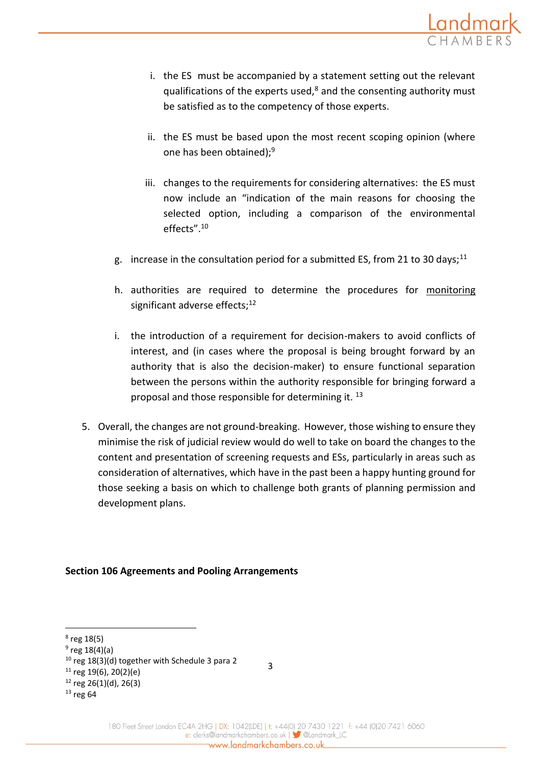i. the ES must be accompanied by a statement setting out the relevant qualifications of the experts used,[8] and the consenting authority must be satisfied as to the competency of those experts.

   ii. the ES must be based upon the most recent scoping opinion (where one has been obtained);[9]

   iii. changes to the requirements for considering alternatives: the ES must now include an "indication of the main reasons for choosing the selected option, including a comparison of the environmental effects".[10]

g. increase in the consultation period for a submitted ES, from 21 to 30 days;[11]

h. authorities are required to determine the procedures for <u>monitoring</u> significant adverse effects;[12]

i. the introduction of a requirement for decision-makers to avoid conflicts of interest, and (in cases where the proposal is being brought forward by an authority that is also the decision-maker) to ensure functional separation between the persons within the authority responsible for bringing forward a proposal and those responsible for determining it. [13]

5. Overall, the changes are not ground-breaking. However, those wishing to ensure they minimise the risk of judicial review would do well to take on board the changes to the content and presentation of screening requests and ESs, particularly in areas such as consideration of alternatives, which have in the past been a happy hunting ground for those seeking a basis on which to challenge both grants of planning permission and development plans.

**Section 106 Agreements and Pooling Arrangements**

---

[8] reg 18(5)
[9] reg 18(4)(a)
[10] reg 18(3)(d) together with Schedule 3 para 2
[11] reg 19(6), 20(2)(e)
[12] reg 26(1)(d), 26(3)
[13] reg 64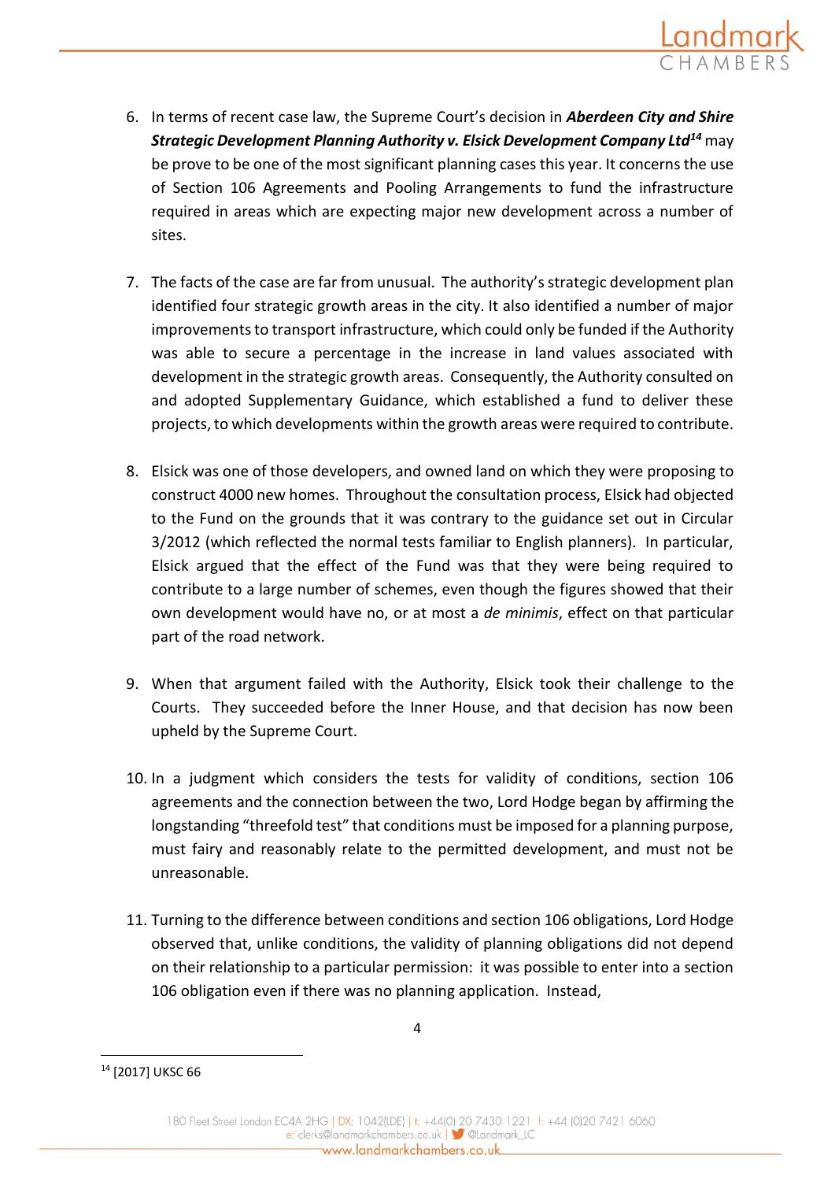6. In terms of recent case law, the Supreme Court's decision in ***Aberdeen City and Shire Strategic Development Planning Authority v. Elsick Development Company Ltd***[14] may be prove to be one of the most significant planning cases this year. It concerns the use of Section 106 Agreements and Pooling Arrangements to fund the infrastructure required in areas which are expecting major new development across a number of sites.

7. The facts of the case are far from unusual. The authority's strategic development plan identified four strategic growth areas in the city. It also identified a number of major improvements to transport infrastructure, which could only be funded if the Authority was able to secure a percentage in the increase in land values associated with development in the strategic growth areas. Consequently, the Authority consulted on and adopted Supplementary Guidance, which established a fund to deliver these projects, to which developments within the growth areas were required to contribute.

8. Elsick was one of those developers, and owned land on which they were proposing to construct 4000 new homes. Throughout the consultation process, Elsick had objected to the Fund on the grounds that it was contrary to the guidance set out in Circular 3/2012 (which reflected the normal tests familiar to English planners). In particular, Elsick argued that the effect of the Fund was that they were being required to contribute to a large number of schemes, even though the figures showed that their own development would have no, or at most a *de minimis*, effect on that particular part of the road network.

9. When that argument failed with the Authority, Elsick took their challenge to the Courts. They succeeded before the Inner House, and that decision has now been upheld by the Supreme Court.

10. In a judgment which considers the tests for validity of conditions, section 106 agreements and the connection between the two, Lord Hodge began by affirming the longstanding "threefold test" that conditions must be imposed for a planning purpose, must fairy and reasonably relate to the permitted development, and must not be unreasonable.

11. Turning to the difference between conditions and section 106 obligations, Lord Hodge observed that, unlike conditions, the validity of planning obligations did not depend on their relationship to a particular permission: it was possible to enter into a section 106 obligation even if there was no planning application. Instead,

[14] [2017] UKSC 66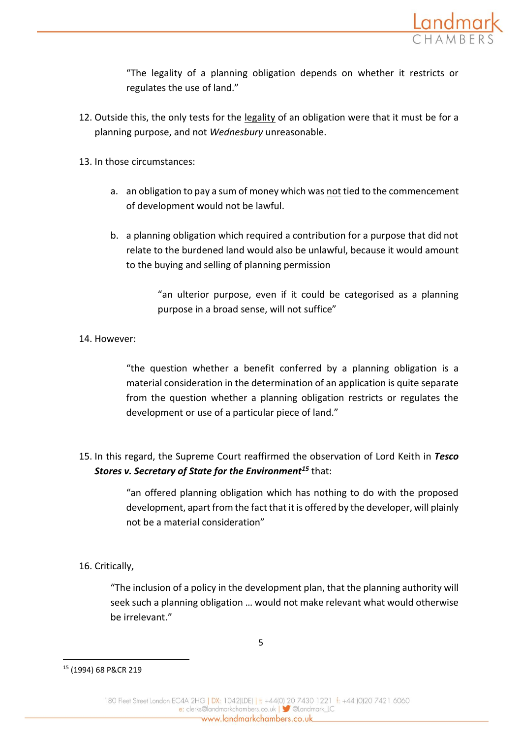> "The legality of a planning obligation depends on whether it restricts or regulates the use of land."

12. Outside this, the only tests for the legality of an obligation were that it must be for a planning purpose, and not *Wednesbury* unreasonable.

13. In those circumstances:

    a. an obligation to pay a sum of money which was not tied to the commencement of development would not be lawful.

    b. a planning obligation which required a contribution for a purpose that did not relate to the burdened land would also be unlawful, because it would amount to the buying and selling of planning permission

    > "an ulterior purpose, even if it could be categorised as a planning purpose in a broad sense, will not suffice"

14. However:

    > "the question whether a benefit conferred by a planning obligation is a material consideration in the determination of an application is quite separate from the question whether a planning obligation restricts or regulates the development or use of a particular piece of land."

15. In this regard, the Supreme Court reaffirmed the observation of Lord Keith in ***Tesco Stores v. Secretary of State for the Environment***[15] that:

    > "an offered planning obligation which has nothing to do with the proposed development, apart from the fact that it is offered by the developer, will plainly not be a material consideration"

16. Critically,

    > "The inclusion of a policy in the development plan, that the planning authority will seek such a planning obligation … would not make relevant what would otherwise be irrelevant."

[15] (1994) 68 P&CR 219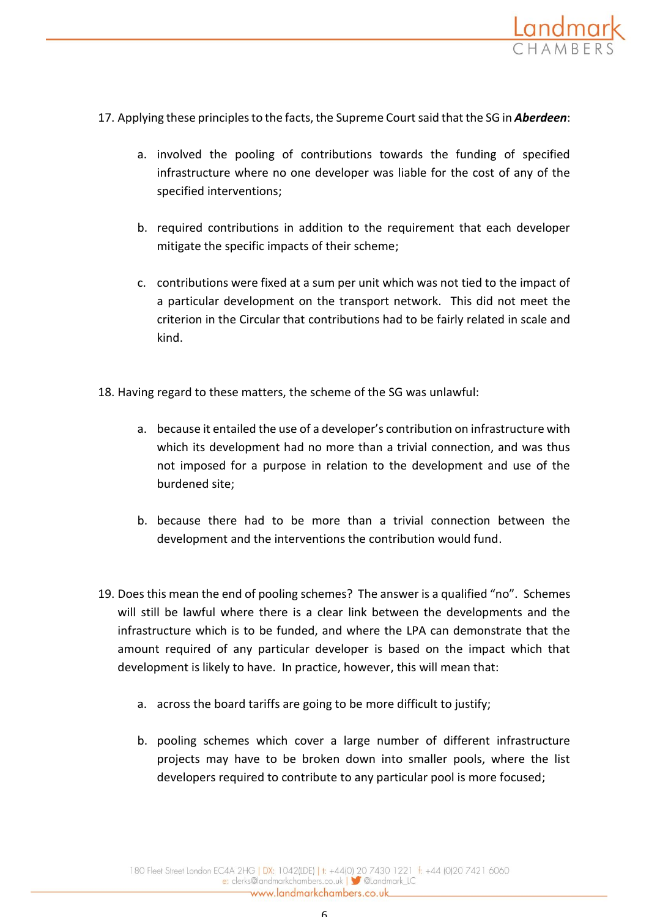17. Applying these principles to the facts, the Supreme Court said that the SG in ***Aberdeen***:

    a. involved the pooling of contributions towards the funding of specified infrastructure where no one developer was liable for the cost of any of the specified interventions;

    b. required contributions in addition to the requirement that each developer mitigate the specific impacts of their scheme;

    c. contributions were fixed at a sum per unit which was not tied to the impact of a particular development on the transport network. This did not meet the criterion in the Circular that contributions had to be fairly related in scale and kind.

18. Having regard to these matters, the scheme of the SG was unlawful:

    a. because it entailed the use of a developer's contribution on infrastructure with which its development had no more than a trivial connection, and was thus not imposed for a purpose in relation to the development and use of the burdened site;

    b. because there had to be more than a trivial connection between the development and the interventions the contribution would fund.

19. Does this mean the end of pooling schemes? The answer is a qualified "no". Schemes will still be lawful where there is a clear link between the developments and the infrastructure which is to be funded, and where the LPA can demonstrate that the amount required of any particular developer is based on the impact which that development is likely to have. In practice, however, this will mean that:

    a. across the board tariffs are going to be more difficult to justify;

    b. pooling schemes which cover a large number of different infrastructure projects may have to be broken down into smaller pools, where the list developers required to contribute to any particular pool is more focused;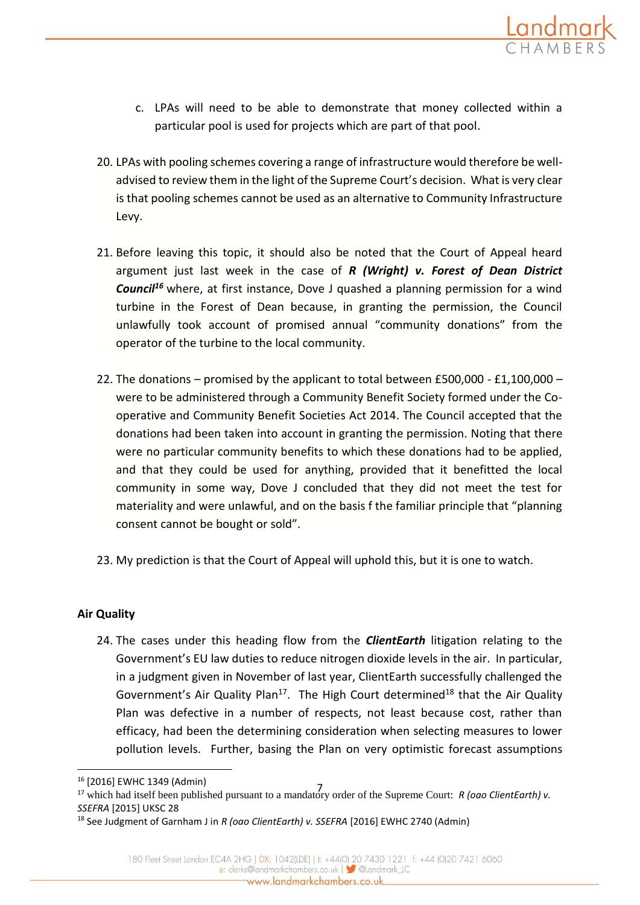c. LPAs will need to be able to demonstrate that money collected within a particular pool is used for projects which are part of that pool.

20. LPAs with pooling schemes covering a range of infrastructure would therefore be well-advised to review them in the light of the Supreme Court's decision. What is very clear is that pooling schemes cannot be used as an alternative to Community Infrastructure Levy.

21. Before leaving this topic, it should also be noted that the Court of Appeal heard argument just last week in the case of ***R (Wright) v. Forest of Dean District Council***[16] where, at first instance, Dove J quashed a planning permission for a wind turbine in the Forest of Dean because, in granting the permission, the Council unlawfully took account of promised annual "community donations" from the operator of the turbine to the local community.

22. The donations – promised by the applicant to total between £500,000 - £1,100,000 – were to be administered through a Community Benefit Society formed under the Co-operative and Community Benefit Societies Act 2014. The Council accepted that the donations had been taken into account in granting the permission. Noting that there were no particular community benefits to which these donations had to be applied, and that they could be used for anything, provided that it benefitted the local community in some way, Dove J concluded that they did not meet the test for materiality and were unlawful, and on the basis f the familiar principle that "planning consent cannot be bought or sold".

23. My prediction is that the Court of Appeal will uphold this, but it is one to watch.

**Air Quality**

24. The cases under this heading flow from the ***ClientEarth*** litigation relating to the Government's EU law duties to reduce nitrogen dioxide levels in the air. In particular, in a judgment given in November of last year, ClientEarth successfully challenged the Government's Air Quality Plan[17]. The High Court determined[18] that the Air Quality Plan was defective in a number of respects, not least because cost, rather than efficacy, had been the determining consideration when selecting measures to lower pollution levels. Further, basing the Plan on very optimistic forecast assumptions

---

[16] [2016] EWHC 1349 (Admin)

[17] which had itself been published pursuant to a mandatory order of the Supreme Court: *R (oao ClientEarth) v. SSEFRA* [2015] UKSC 28

[18] See Judgment of Garnham J in *R (oao ClientEarth) v. SSEFRA* [2016] EWHC 2740 (Admin)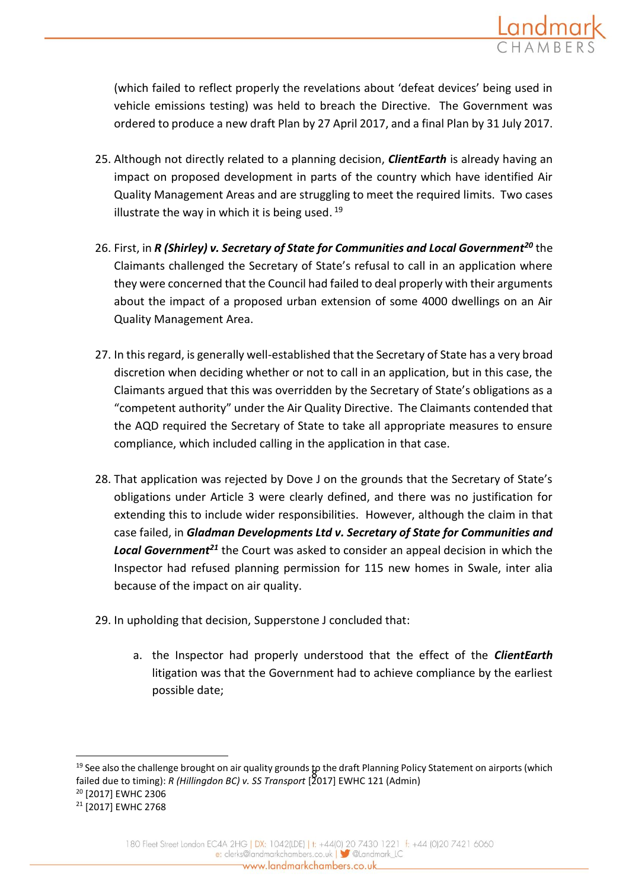(which failed to reflect properly the revelations about 'defeat devices' being used in vehicle emissions testing) was held to breach the Directive. The Government was ordered to produce a new draft Plan by 27 April 2017, and a final Plan by 31 July 2017.

25. Although not directly related to a planning decision, ***ClientEarth*** is already having an impact on proposed development in parts of the country which have identified Air Quality Management Areas and are struggling to meet the required limits. Two cases illustrate the way in which it is being used.[19]

26. First, in ***R (Shirley) v. Secretary of State for Communities and Local Government***[20] the Claimants challenged the Secretary of State's refusal to call in an application where they were concerned that the Council had failed to deal properly with their arguments about the impact of a proposed urban extension of some 4000 dwellings on an Air Quality Management Area.

27. In this regard, is generally well-established that the Secretary of State has a very broad discretion when deciding whether or not to call in an application, but in this case, the Claimants argued that this was overridden by the Secretary of State's obligations as a "competent authority" under the Air Quality Directive. The Claimants contended that the AQD required the Secretary of State to take all appropriate measures to ensure compliance, which included calling in the application in that case.

28. That application was rejected by Dove J on the grounds that the Secretary of State's obligations under Article 3 were clearly defined, and there was no justification for extending this to include wider responsibilities. However, although the claim in that case failed, in ***Gladman Developments Ltd v. Secretary of State for Communities and Local Government***[21] the Court was asked to consider an appeal decision in which the Inspector had refused planning permission for 115 new homes in Swale, inter alia because of the impact on air quality.

29. In upholding that decision, Supperstone J concluded that:

    a. the Inspector had properly understood that the effect of the ***ClientEarth*** litigation was that the Government had to achieve compliance by the earliest possible date;

---

[19] See also the challenge brought on air quality grounds to the draft Planning Policy Statement on airports (which failed due to timing): *R (Hillingdon BC) v. SS Transport* [2017] EWHC 121 (Admin)

[20] [2017] EWHC 2306

[21] [2017] EWHC 2768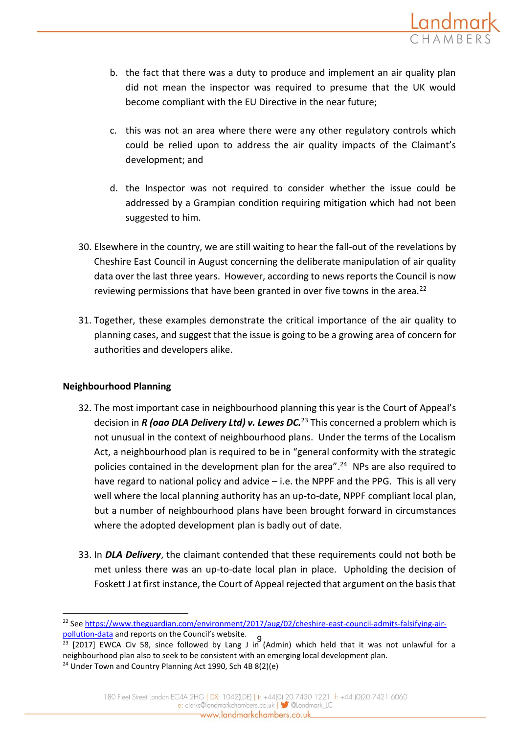b. the fact that there was a duty to produce and implement an air quality plan did not mean the inspector was required to presume that the UK would become compliant with the EU Directive in the near future;

c. this was not an area where there were any other regulatory controls which could be relied upon to address the air quality impacts of the Claimant's development; and

d. the Inspector was not required to consider whether the issue could be addressed by a Grampian condition requiring mitigation which had not been suggested to him.

30. Elsewhere in the country, we are still waiting to hear the fall-out of the revelations by Cheshire East Council in August concerning the deliberate manipulation of air quality data over the last three years. However, according to news reports the Council is now reviewing permissions that have been granted in over five towns in the area.[22]

31. Together, these examples demonstrate the critical importance of the air quality to planning cases, and suggest that the issue is going to be a growing area of concern for authorities and developers alike.

**Neighbourhood Planning**

32. The most important case in neighbourhood planning this year is the Court of Appeal's decision in ***R (oao DLA Delivery Ltd) v. Lewes DC.***[23] This concerned a problem which is not unusual in the context of neighbourhood plans. Under the terms of the Localism Act, a neighbourhood plan is required to be in "general conformity with the strategic policies contained in the development plan for the area".[24] NPs are also required to have regard to national policy and advice – i.e. the NPPF and the PPG. This is all very well where the local planning authority has an up-to-date, NPPF compliant local plan, but a number of neighbourhood plans have been brought forward in circumstances where the adopted development plan is badly out of date.

33. In ***DLA Delivery***, the claimant contended that these requirements could not both be met unless there was an up-to-date local plan in place. Upholding the decision of Foskett J at first instance, the Court of Appeal rejected that argument on the basis that

---

[22] See https://www.theguardian.com/environment/2017/aug/02/cheshire-east-council-admits-falsifying-air-pollution-data and reports on the Council's website.

[23] [2017] EWCA Civ 58, since followed by Lang J in (Admin) which held that it was not unlawful for a neighbourhood plan also to seek to be consistent with an emerging local development plan.

[24] Under Town and Country Planning Act 1990, Sch 4B 8(2)(e)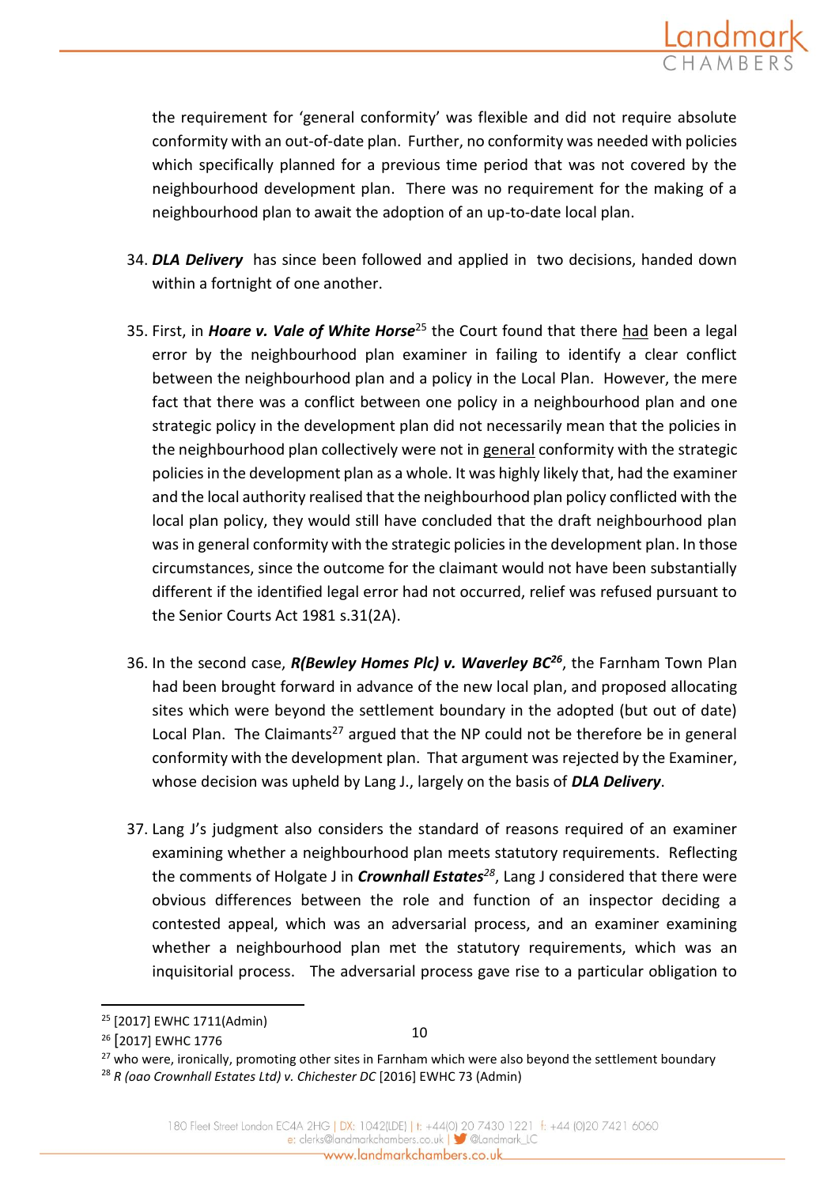the requirement for 'general conformity' was flexible and did not require absolute conformity with an out-of-date plan. Further, no conformity was needed with policies which specifically planned for a previous time period that was not covered by the neighbourhood development plan. There was no requirement for the making of a neighbourhood plan to await the adoption of an up-to-date local plan.

34. ***DLA Delivery*** has since been followed and applied in two decisions, handed down within a fortnight of one another.

35. First, in ***Hoare v. Vale of White Horse***[25] the Court found that there had been a legal error by the neighbourhood plan examiner in failing to identify a clear conflict between the neighbourhood plan and a policy in the Local Plan. However, the mere fact that there was a conflict between one policy in a neighbourhood plan and one strategic policy in the development plan did not necessarily mean that the policies in the neighbourhood plan collectively were not in general conformity with the strategic policies in the development plan as a whole. It was highly likely that, had the examiner and the local authority realised that the neighbourhood plan policy conflicted with the local plan policy, they would still have concluded that the draft neighbourhood plan was in general conformity with the strategic policies in the development plan. In those circumstances, since the outcome for the claimant would not have been substantially different if the identified legal error had not occurred, relief was refused pursuant to the Senior Courts Act 1981 s.31(2A).

36. In the second case, ***R(Bewley Homes Plc) v. Waverley BC***[26], the Farnham Town Plan had been brought forward in advance of the new local plan, and proposed allocating sites which were beyond the settlement boundary in the adopted (but out of date) Local Plan. The Claimants[27] argued that the NP could not be therefore be in general conformity with the development plan. That argument was rejected by the Examiner, whose decision was upheld by Lang J., largely on the basis of ***DLA Delivery***.

37. Lang J's judgment also considers the standard of reasons required of an examiner examining whether a neighbourhood plan meets statutory requirements. Reflecting the comments of Holgate J in ***Crownhall Estates***[28], Lang J considered that there were obvious differences between the role and function of an inspector deciding a contested appeal, which was an adversarial process, and an examiner examining whether a neighbourhood plan met the statutory requirements, which was an inquisitorial process. The adversarial process gave rise to a particular obligation to

---

[25] [2017] EWHC 1711(Admin)

[26] [2017] EWHC 1776

[27] who were, ironically, promoting other sites in Farnham which were also beyond the settlement boundary

[28] *R (oao Crownhall Estates Ltd) v. Chichester DC* [2016] EWHC 73 (Admin)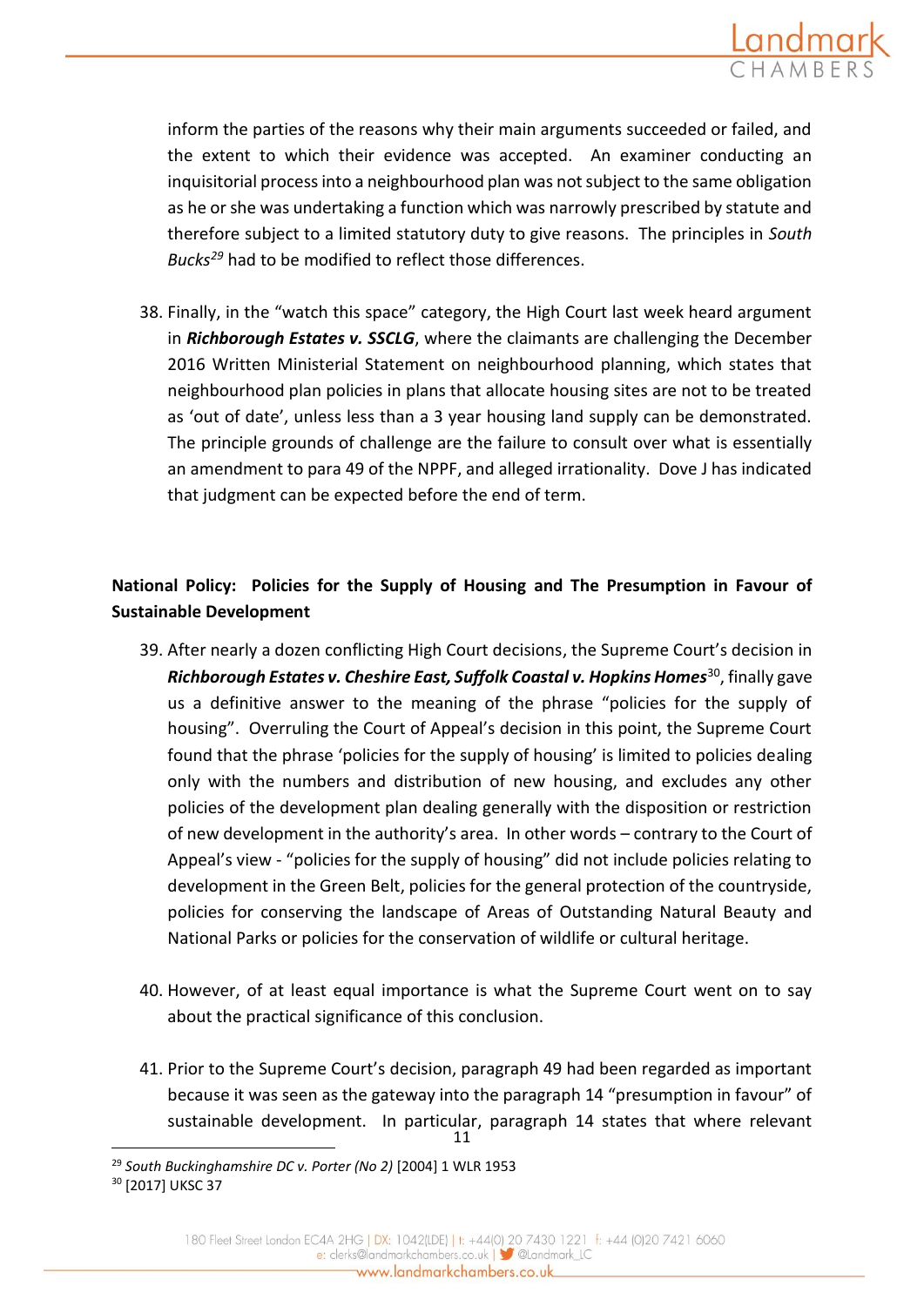inform the parties of the reasons why their main arguments succeeded or failed, and the extent to which their evidence was accepted. An examiner conducting an inquisitorial process into a neighbourhood plan was not subject to the same obligation as he or she was undertaking a function which was narrowly prescribed by statute and therefore subject to a limited statutory duty to give reasons. The principles in *South Bucks*[29] had to be modified to reflect those differences.

38. Finally, in the "watch this space" category, the High Court last week heard argument in ***Richborough Estates v. SSCLG***, where the claimants are challenging the December 2016 Written Ministerial Statement on neighbourhood planning, which states that neighbourhood plan policies in plans that allocate housing sites are not to be treated as 'out of date', unless less than a 3 year housing land supply can be demonstrated. The principle grounds of challenge are the failure to consult over what is essentially an amendment to para 49 of the NPPF, and alleged irrationality. Dove J has indicated that judgment can be expected before the end of term.

**National Policy: Policies for the Supply of Housing and The Presumption in Favour of Sustainable Development**

39. After nearly a dozen conflicting High Court decisions, the Supreme Court's decision in ***Richborough Estates v. Cheshire East, Suffolk Coastal v. Hopkins Homes***[30], finally gave us a definitive answer to the meaning of the phrase "policies for the supply of housing". Overruling the Court of Appeal's decision in this point, the Supreme Court found that the phrase 'policies for the supply of housing' is limited to policies dealing only with the numbers and distribution of new housing, and excludes any other policies of the development plan dealing generally with the disposition or restriction of new development in the authority's area. In other words – contrary to the Court of Appeal's view - "policies for the supply of housing" did not include policies relating to development in the Green Belt, policies for the general protection of the countryside, policies for conserving the landscape of Areas of Outstanding Natural Beauty and National Parks or policies for the conservation of wildlife or cultural heritage.

40. However, of at least equal importance is what the Supreme Court went on to say about the practical significance of this conclusion.

41. Prior to the Supreme Court's decision, paragraph 49 had been regarded as important because it was seen as the gateway into the paragraph 14 "presumption in favour" of sustainable development. In particular, paragraph 14 states that where relevant

[29] *South Buckinghamshire DC v. Porter (No 2)* [2004] 1 WLR 1953
[30] [2017] UKSC 37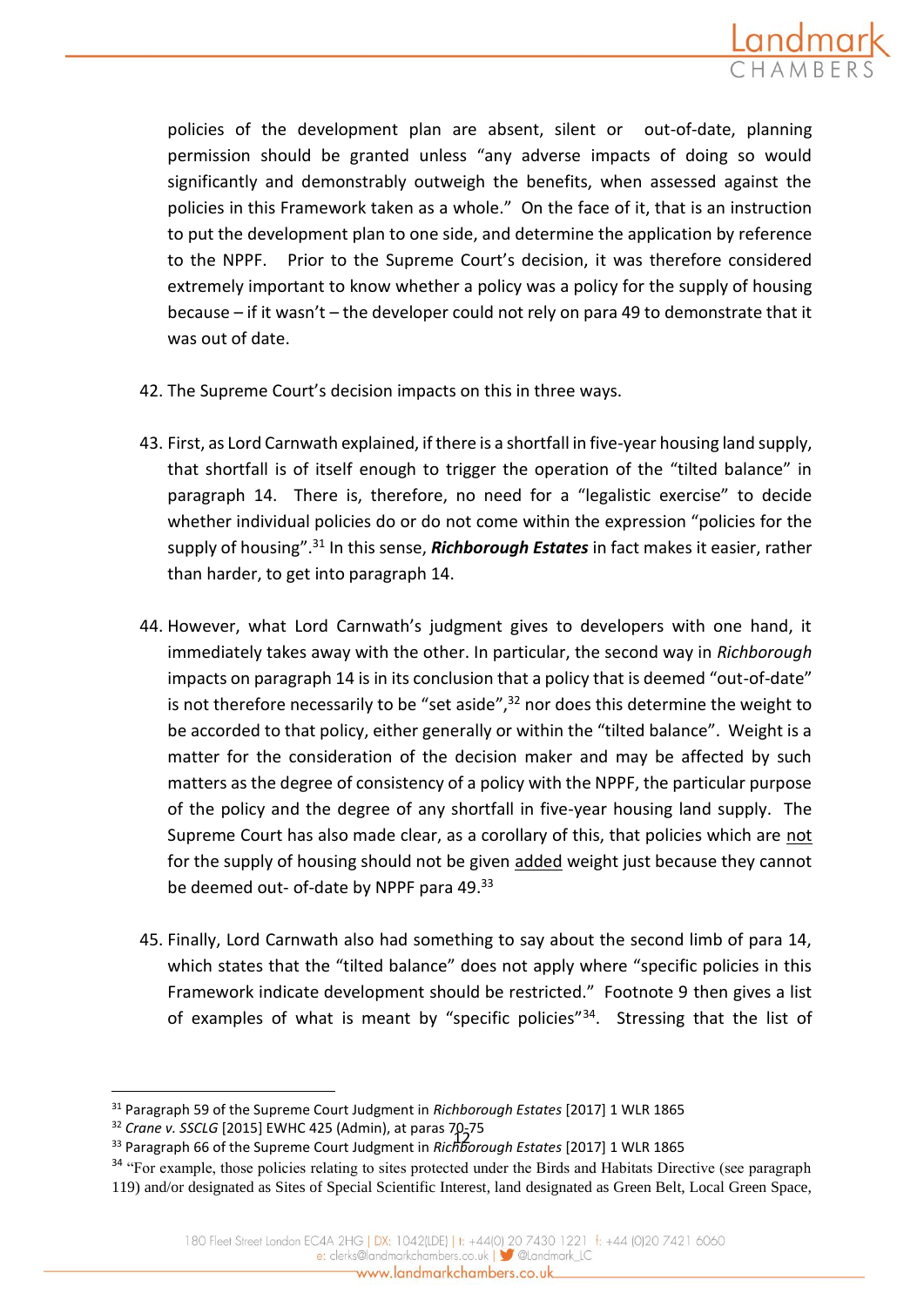policies of the development plan are absent, silent or out-of-date, planning permission should be granted unless "any adverse impacts of doing so would significantly and demonstrably outweigh the benefits, when assessed against the policies in this Framework taken as a whole." On the face of it, that is an instruction to put the development plan to one side, and determine the application by reference to the NPPF. Prior to the Supreme Court's decision, it was therefore considered extremely important to know whether a policy was a policy for the supply of housing because – if it wasn't – the developer could not rely on para 49 to demonstrate that it was out of date.

42. The Supreme Court's decision impacts on this in three ways.

43. First, as Lord Carnwath explained, if there is a shortfall in five-year housing land supply, that shortfall is of itself enough to trigger the operation of the "tilted balance" in paragraph 14. There is, therefore, no need for a "legalistic exercise" to decide whether individual policies do or do not come within the expression "policies for the supply of housing".[31] In this sense, ***Richborough Estates*** in fact makes it easier, rather than harder, to get into paragraph 14.

44. However, what Lord Carnwath's judgment gives to developers with one hand, it immediately takes away with the other. In particular, the second way in *Richborough* impacts on paragraph 14 is in its conclusion that a policy that is deemed "out-of-date" is not therefore necessarily to be "set aside",[32] nor does this determine the weight to be accorded to that policy, either generally or within the "tilted balance". Weight is a matter for the consideration of the decision maker and may be affected by such matters as the degree of consistency of a policy with the NPPF, the particular purpose of the policy and the degree of any shortfall in five-year housing land supply. The Supreme Court has also made clear, as a corollary of this, that policies which are <u>not</u> for the supply of housing should not be given <u>added</u> weight just because they cannot be deemed out- of-date by NPPF para 49.[33]

45. Finally, Lord Carnwath also had something to say about the second limb of para 14, which states that the "tilted balance" does not apply where "specific policies in this Framework indicate development should be restricted." Footnote 9 then gives a list of examples of what is meant by "specific policies"[34]. Stressing that the list of

---

[31] Paragraph 59 of the Supreme Court Judgment in *Richborough Estates* [2017] 1 WLR 1865

[32] *Crane v. SSCLG* [2015] EWHC 425 (Admin), at paras 70-75

[33] Paragraph 66 of the Supreme Court Judgment in *Richborough Estates* [2017] 1 WLR 1865

[34] "For example, those policies relating to sites protected under the Birds and Habitats Directive (see paragraph 119) and/or designated as Sites of Special Scientific Interest, land designated as Green Belt, Local Green Space,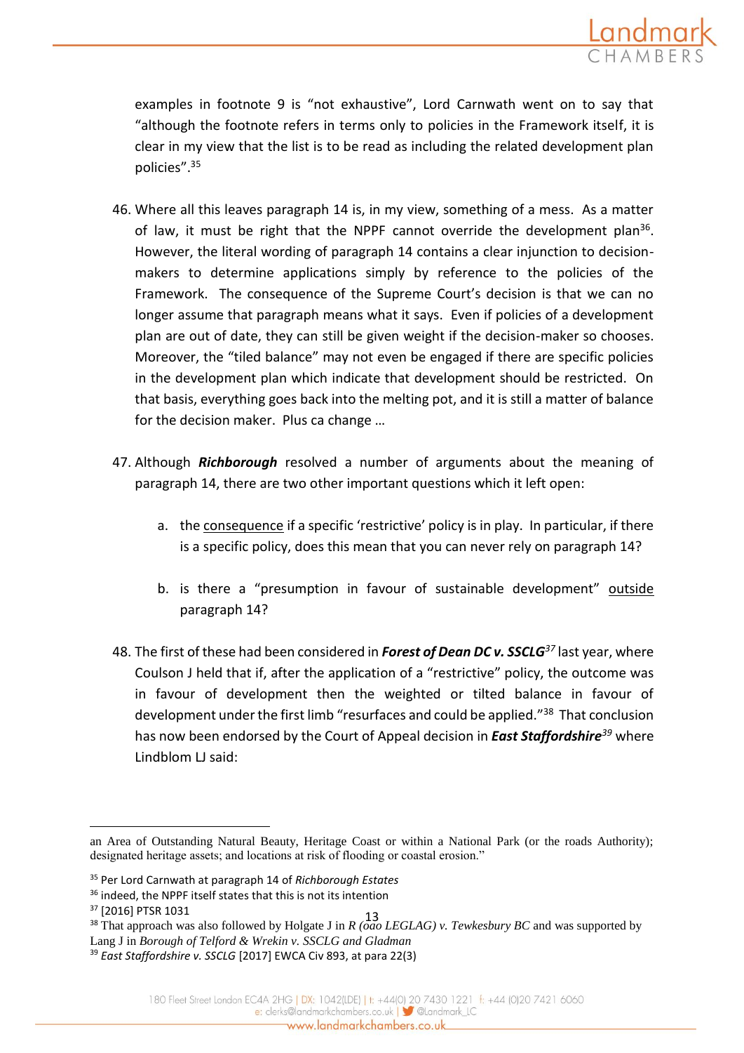examples in footnote 9 is "not exhaustive", Lord Carnwath went on to say that "although the footnote refers in terms only to policies in the Framework itself, it is clear in my view that the list is to be read as including the related development plan policies".[35]

46. Where all this leaves paragraph 14 is, in my view, something of a mess. As a matter of law, it must be right that the NPPF cannot override the development plan[36]. However, the literal wording of paragraph 14 contains a clear injunction to decision-makers to determine applications simply by reference to the policies of the Framework. The consequence of the Supreme Court's decision is that we can no longer assume that paragraph means what it says. Even if policies of a development plan are out of date, they can still be given weight if the decision-maker so chooses. Moreover, the "tiled balance" may not even be engaged if there are specific policies in the development plan which indicate that development should be restricted. On that basis, everything goes back into the melting pot, and it is still a matter of balance for the decision maker. Plus ca change …

47. Although ***Richborough*** resolved a number of arguments about the meaning of paragraph 14, there are two other important questions which it left open:

    a. the consequence if a specific 'restrictive' policy is in play. In particular, if there is a specific policy, does this mean that you can never rely on paragraph 14?

    b. is there a "presumption in favour of sustainable development" outside paragraph 14?

48. The first of these had been considered in ***Forest of Dean DC v. SSCLG***[37] last year, where Coulson J held that if, after the application of a "restrictive" policy, the outcome was in favour of development then the weighted or tilted balance in favour of development under the first limb "resurfaces and could be applied."[38] That conclusion has now been endorsed by the Court of Appeal decision in ***East Staffordshire***[39] where Lindblom LJ said:

---

an Area of Outstanding Natural Beauty, Heritage Coast or within a National Park (or the roads Authority); designated heritage assets; and locations at risk of flooding or coastal erosion."

[35] Per Lord Carnwath at paragraph 14 of *Richborough Estates*

[36] indeed, the NPPF itself states that this is not its intention

[37] [2016] PTSR 1031

[38] That approach was also followed by Holgate J in *R (oao LEGLAG) v. Tewkesbury BC* and was supported by Lang J in *Borough of Telford & Wrekin v. SSCLG and Gladman*

[39] *East Staffordshire v. SSCLG* [2017] EWCA Civ 893, at para 22(3)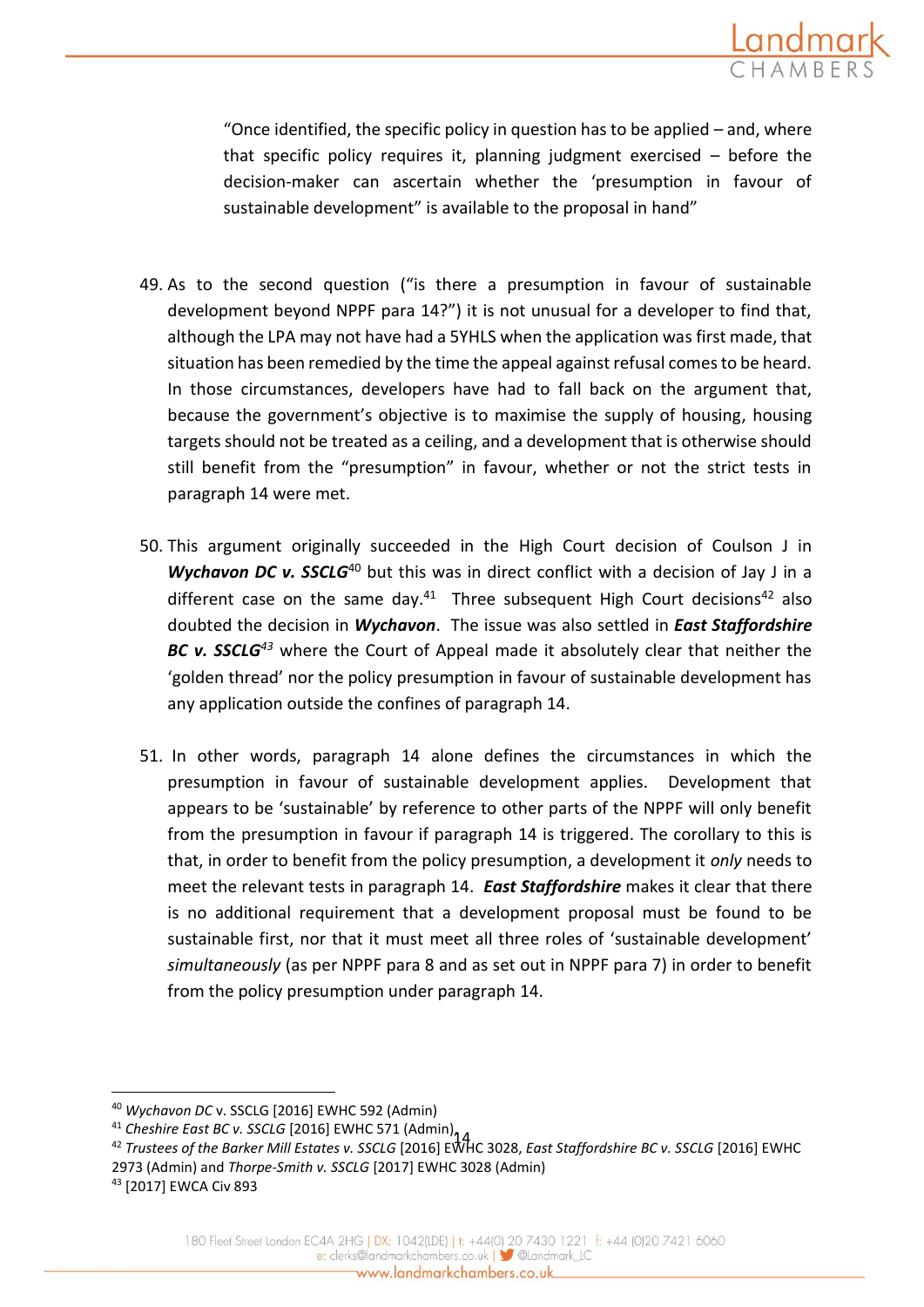> "Once identified, the specific policy in question has to be applied – and, where that specific policy requires it, planning judgment exercised – before the decision-maker can ascertain whether the 'presumption in favour of sustainable development" is available to the proposal in hand"

49. As to the second question ("is there a presumption in favour of sustainable development beyond NPPF para 14?") it is not unusual for a developer to find that, although the LPA may not have had a 5YHLS when the application was first made, that situation has been remedied by the time the appeal against refusal comes to be heard. In those circumstances, developers have had to fall back on the argument that, because the government's objective is to maximise the supply of housing, housing targets should not be treated as a ceiling, and a development that is otherwise should still benefit from the "presumption" in favour, whether or not the strict tests in paragraph 14 were met.

50. This argument originally succeeded in the High Court decision of Coulson J in ***Wychavon DC v. SSCLG***[40] but this was in direct conflict with a decision of Jay J in a different case on the same day.[41] Three subsequent High Court decisions[42] also doubted the decision in ***Wychavon***. The issue was also settled in ***East Staffordshire BC v. SSCLG***[43] where the Court of Appeal made it absolutely clear that neither the 'golden thread' nor the policy presumption in favour of sustainable development has any application outside the confines of paragraph 14.

51. In other words, paragraph 14 alone defines the circumstances in which the presumption in favour of sustainable development applies. Development that appears to be 'sustainable' by reference to other parts of the NPPF will only benefit from the presumption in favour if paragraph 14 is triggered. The corollary to this is that, in order to benefit from the policy presumption, a development it *only* needs to meet the relevant tests in paragraph 14. ***East Staffordshire*** makes it clear that there is no additional requirement that a development proposal must be found to be sustainable first, nor that it must meet all three roles of 'sustainable development' *simultaneously* (as per NPPF para 8 and as set out in NPPF para 7) in order to benefit from the policy presumption under paragraph 14.

---

[40] *Wychavon DC* v. SSCLG [2016] EWHC 592 (Admin)

[41] *Cheshire East BC v. SSCLG* [2016] EWHC 571 (Admin)

[42] *Trustees of the Barker Mill Estates v. SSCLG* [2016] EWHC 3028, *East Staffordshire BC v. SSCLG* [2016] EWHC 2973 (Admin) and *Thorpe-Smith v. SSCLG* [2017] EWHC 3028 (Admin)

[43] [2017] EWCA Civ 893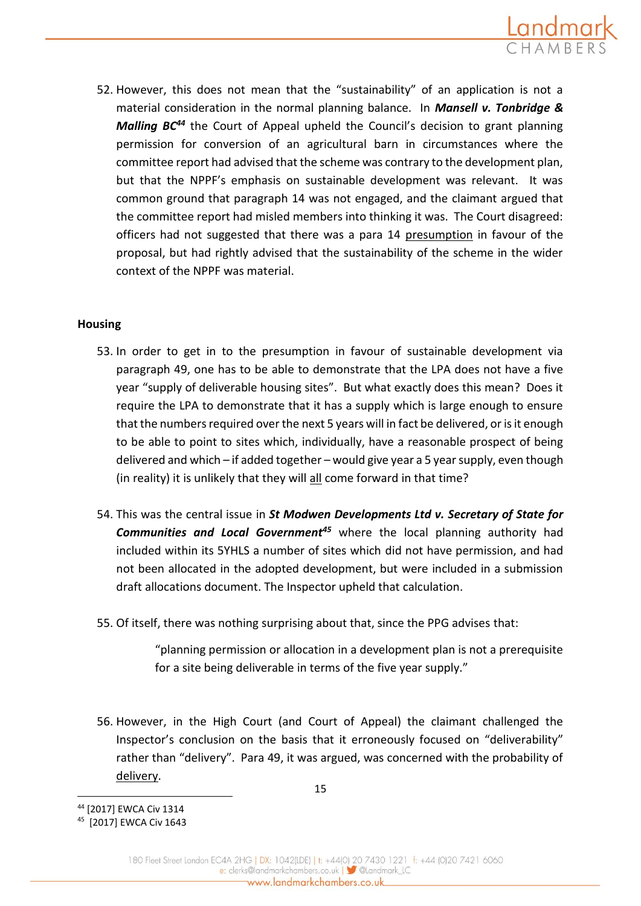52. However, this does not mean that the "sustainability" of an application is not a material consideration in the normal planning balance. In ***Mansell v. Tonbridge & Malling BC***[44] the Court of Appeal upheld the Council's decision to grant planning permission for conversion of an agricultural barn in circumstances where the committee report had advised that the scheme was contrary to the development plan, but that the NPPF's emphasis on sustainable development was relevant. It was common ground that paragraph 14 was not engaged, and the claimant argued that the committee report had misled members into thinking it was. The Court disagreed: officers had not suggested that there was a para 14 presumption in favour of the proposal, but had rightly advised that the sustainability of the scheme in the wider context of the NPPF was material.

**Housing**

53. In order to get in to the presumption in favour of sustainable development via paragraph 49, one has to be able to demonstrate that the LPA does not have a five year "supply of deliverable housing sites". But what exactly does this mean? Does it require the LPA to demonstrate that it has a supply which is large enough to ensure that the numbers required over the next 5 years will in fact be delivered, or is it enough to be able to point to sites which, individually, have a reasonable prospect of being delivered and which – if added together – would give year a 5 year supply, even though (in reality) it is unlikely that they will all come forward in that time?

54. This was the central issue in ***St Modwen Developments Ltd v. Secretary of State for Communities and Local Government***[45] where the local planning authority had included within its 5YHLS a number of sites which did not have permission, and had not been allocated in the adopted development, but were included in a submission draft allocations document. The Inspector upheld that calculation.

55. Of itself, there was nothing surprising about that, since the PPG advises that:

> "planning permission or allocation in a development plan is not a prerequisite for a site being deliverable in terms of the five year supply."

56. However, in the High Court (and Court of Appeal) the claimant challenged the Inspector's conclusion on the basis that it erroneously focused on "deliverability" rather than "delivery". Para 49, it was argued, was concerned with the probability of delivery.

---

[44] [2017] EWCA Civ 1314

[45] [2017] EWCA Civ 1643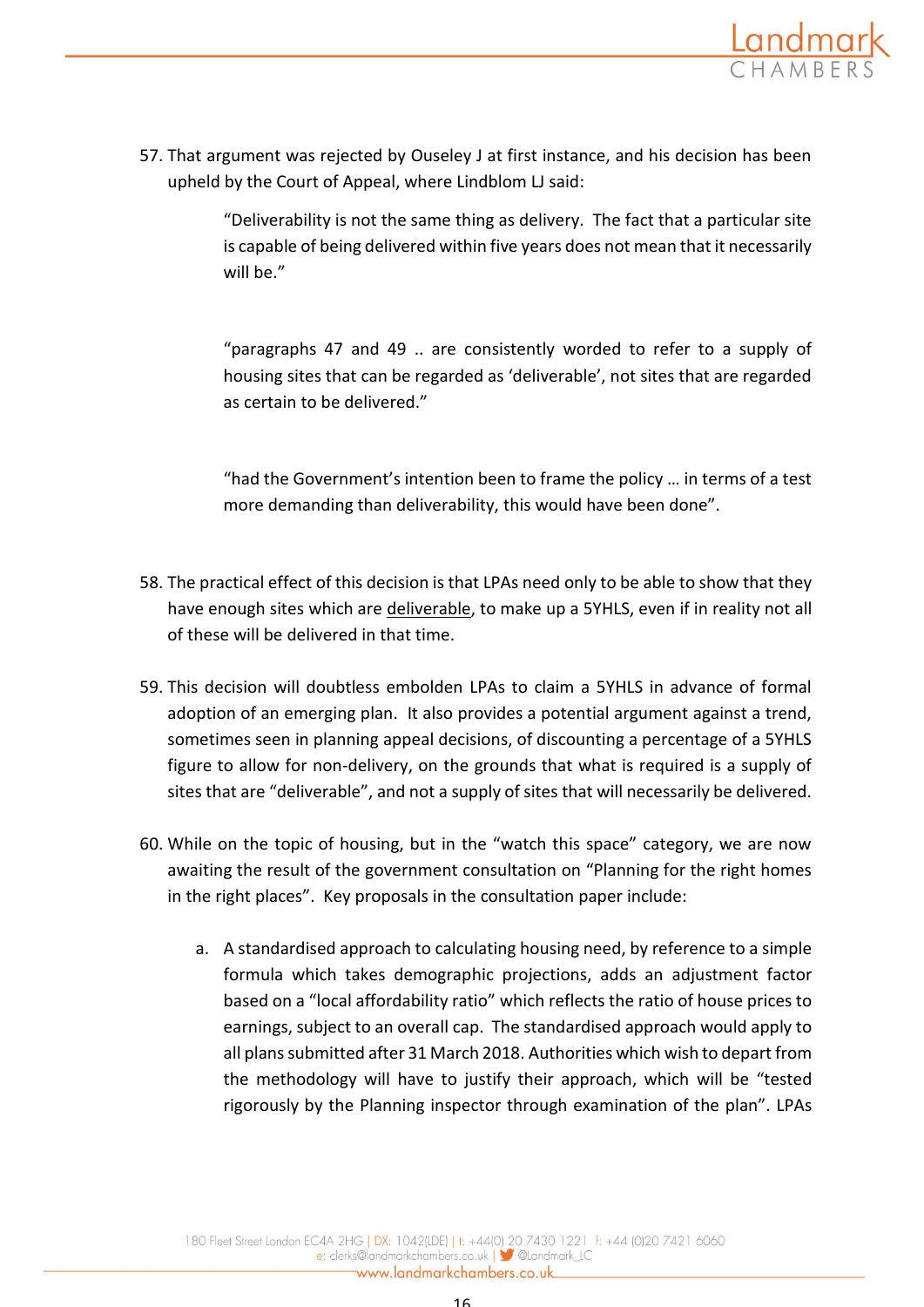57. That argument was rejected by Ouseley J at first instance, and his decision has been upheld by the Court of Appeal, where Lindblom LJ said:

> "Deliverability is not the same thing as delivery. The fact that a particular site is capable of being delivered within five years does not mean that it necessarily will be."
>
> "paragraphs 47 and 49 .. are consistently worded to refer to a supply of housing sites that can be regarded as 'deliverable', not sites that are regarded as certain to be delivered."
>
> "had the Government's intention been to frame the policy … in terms of a test more demanding than deliverability, this would have been done".

58. The practical effect of this decision is that LPAs need only to be able to show that they have enough sites which are <u>deliverable</u>, to make up a 5YHLS, even if in reality not all of these will be delivered in that time.

59. This decision will doubtless embolden LPAs to claim a 5YHLS in advance of formal adoption of an emerging plan. It also provides a potential argument against a trend, sometimes seen in planning appeal decisions, of discounting a percentage of a 5YHLS figure to allow for non-delivery, on the grounds that what is required is a supply of sites that are "deliverable", and not a supply of sites that will necessarily be delivered.

60. While on the topic of housing, but in the "watch this space" category, we are now awaiting the result of the government consultation on "Planning for the right homes in the right places". Key proposals in the consultation paper include:

    a. A standardised approach to calculating housing need, by reference to a simple formula which takes demographic projections, adds an adjustment factor based on a "local affordability ratio" which reflects the ratio of house prices to earnings, subject to an overall cap. The standardised approach would apply to all plans submitted after 31 March 2018. Authorities which wish to depart from the methodology will have to justify their approach, which will be "tested rigorously by the Planning inspector through examination of the plan". LPAs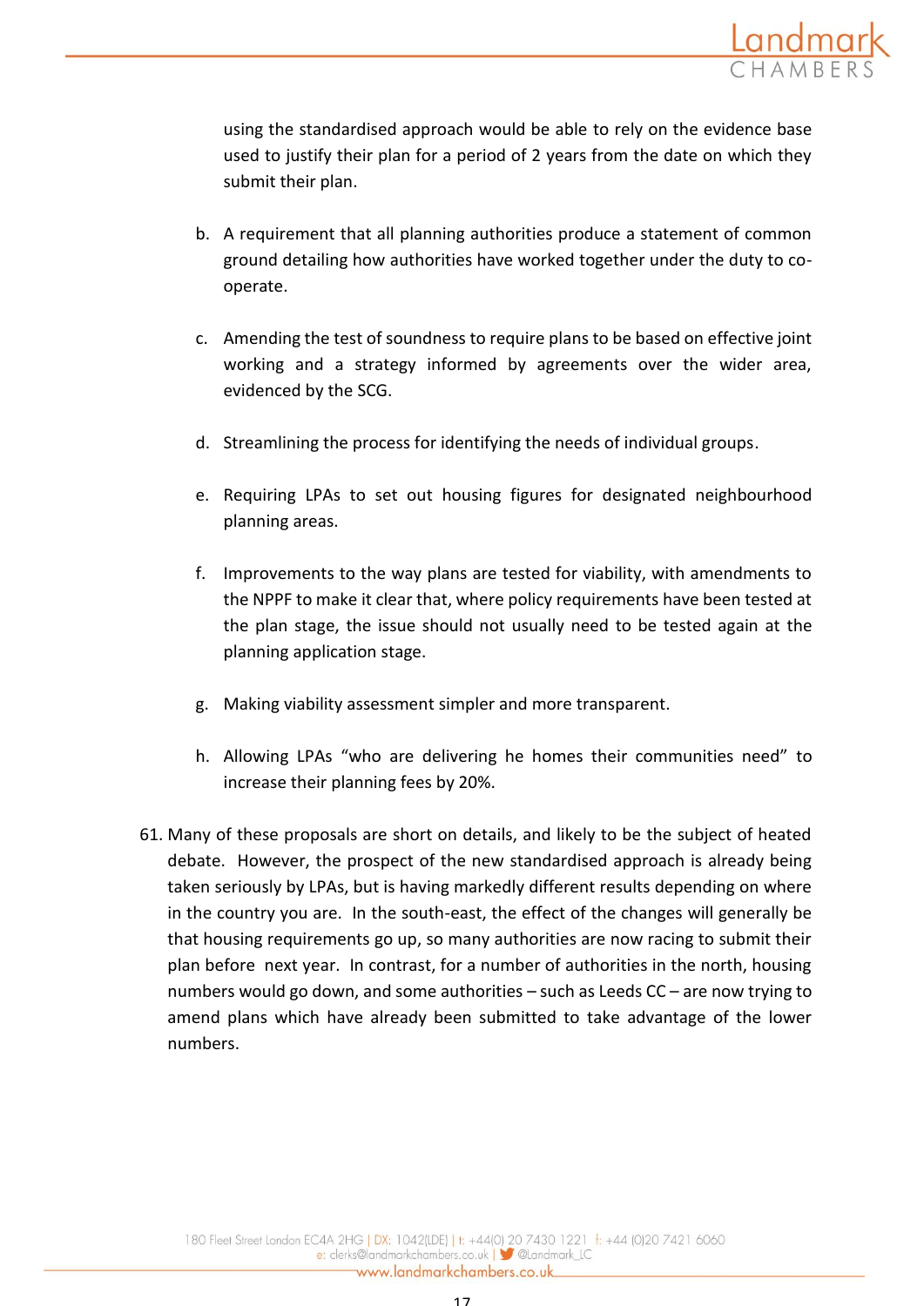using the standardised approach would be able to rely on the evidence base used to justify their plan for a period of 2 years from the date on which they submit their plan.

b. A requirement that all planning authorities produce a statement of common ground detailing how authorities have worked together under the duty to co-operate.

c. Amending the test of soundness to require plans to be based on effective joint working and a strategy informed by agreements over the wider area, evidenced by the SCG.

d. Streamlining the process for identifying the needs of individual groups.

e. Requiring LPAs to set out housing figures for designated neighbourhood planning areas.

f. Improvements to the way plans are tested for viability, with amendments to the NPPF to make it clear that, where policy requirements have been tested at the plan stage, the issue should not usually need to be tested again at the planning application stage.

g. Making viability assessment simpler and more transparent.

h. Allowing LPAs "who are delivering he homes their communities need" to increase their planning fees by 20%.

61. Many of these proposals are short on details, and likely to be the subject of heated debate. However, the prospect of the new standardised approach is already being taken seriously by LPAs, but is having markedly different results depending on where in the country you are. In the south-east, the effect of the changes will generally be that housing requirements go up, so many authorities are now racing to submit their plan before next year. In contrast, for a number of authorities in the north, housing numbers would go down, and some authorities – such as Leeds CC – are now trying to amend plans which have already been submitted to take advantage of the lower numbers.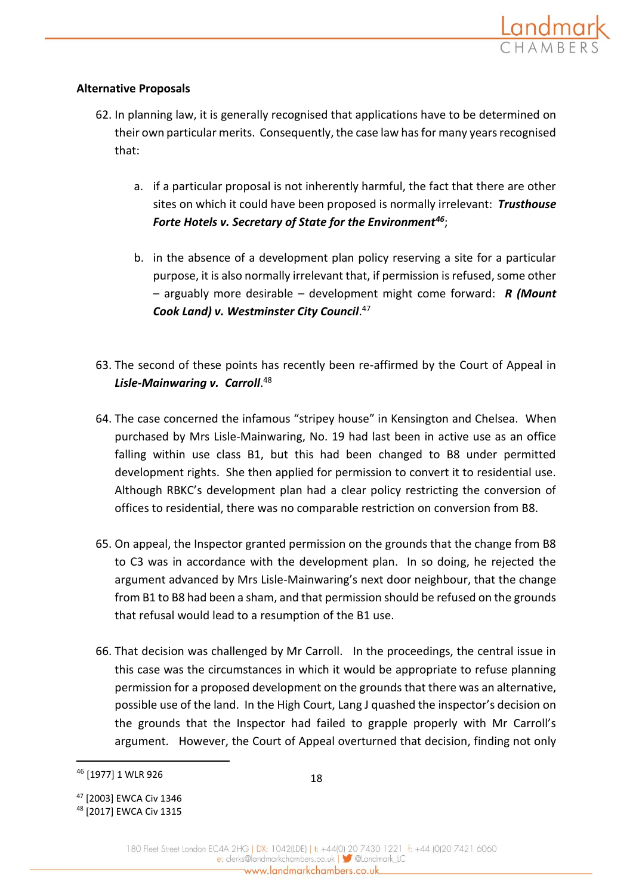**Alternative Proposals**

62. In planning law, it is generally recognised that applications have to be determined on their own particular merits. Consequently, the case law has for many years recognised that:

    a. if a particular proposal is not inherently harmful, the fact that there are other sites on which it could have been proposed is normally irrelevant: ***Trusthouse Forte Hotels v. Secretary of State for the Environment***[46];

    b. in the absence of a development plan policy reserving a site for a particular purpose, it is also normally irrelevant that, if permission is refused, some other – arguably more desirable – development might come forward: ***R (Mount Cook Land) v. Westminster City Council***.[47]

63. The second of these points has recently been re-affirmed by the Court of Appeal in ***Lisle-Mainwaring v. Carroll***.[48]

64. The case concerned the infamous "stripey house" in Kensington and Chelsea. When purchased by Mrs Lisle-Mainwaring, No. 19 had last been in active use as an office falling within use class B1, but this had been changed to B8 under permitted development rights. She then applied for permission to convert it to residential use. Although RBKC's development plan had a clear policy restricting the conversion of offices to residential, there was no comparable restriction on conversion from B8.

65. On appeal, the Inspector granted permission on the grounds that the change from B8 to C3 was in accordance with the development plan. In so doing, he rejected the argument advanced by Mrs Lisle-Mainwaring's next door neighbour, that the change from B1 to B8 had been a sham, and that permission should be refused on the grounds that refusal would lead to a resumption of the B1 use.

66. That decision was challenged by Mr Carroll. In the proceedings, the central issue in this case was the circumstances in which it would be appropriate to refuse planning permission for a proposed development on the grounds that there was an alternative, possible use of the land. In the High Court, Lang J quashed the inspector's decision on the grounds that the Inspector had failed to grapple properly with Mr Carroll's argument. However, the Court of Appeal overturned that decision, finding not only

---

[46] [1977] 1 WLR 926

[47] [2003] EWCA Civ 1346

[48] [2017] EWCA Civ 1315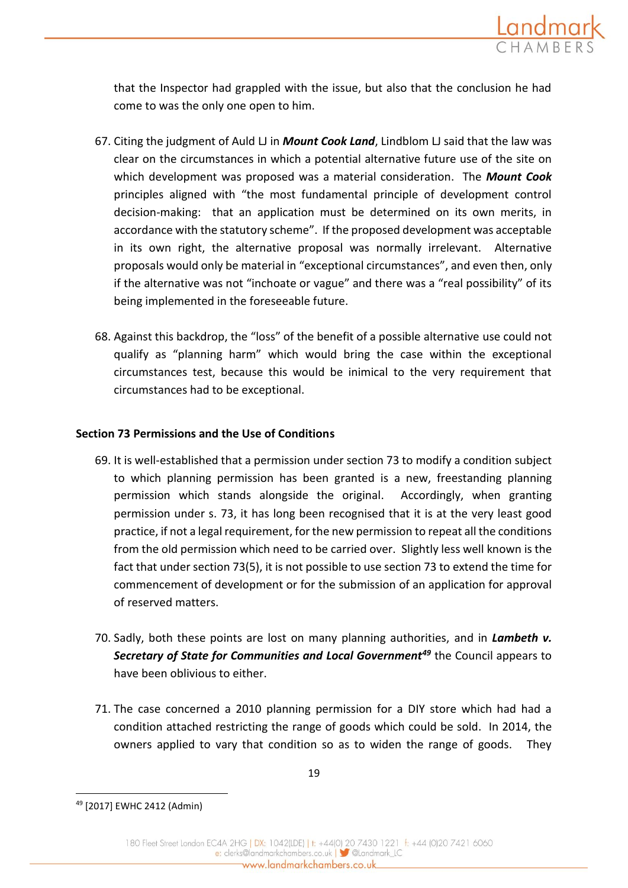that the Inspector had grappled with the issue, but also that the conclusion he had come to was the only one open to him.

67. Citing the judgment of Auld LJ in ***Mount Cook Land***, Lindblom LJ said that the law was clear on the circumstances in which a potential alternative future use of the site on which development was proposed was a material consideration. The ***Mount Cook*** principles aligned with "the most fundamental principle of development control decision-making: that an application must be determined on its own merits, in accordance with the statutory scheme". If the proposed development was acceptable in its own right, the alternative proposal was normally irrelevant. Alternative proposals would only be material in "exceptional circumstances", and even then, only if the alternative was not "inchoate or vague" and there was a "real possibility" of its being implemented in the foreseeable future.

68. Against this backdrop, the "loss" of the benefit of a possible alternative use could not qualify as "planning harm" which would bring the case within the exceptional circumstances test, because this would be inimical to the very requirement that circumstances had to be exceptional.

**Section 73 Permissions and the Use of Conditions**

69. It is well-established that a permission under section 73 to modify a condition subject to which planning permission has been granted is a new, freestanding planning permission which stands alongside the original. Accordingly, when granting permission under s. 73, it has long been recognised that it is at the very least good practice, if not a legal requirement, for the new permission to repeat all the conditions from the old permission which need to be carried over. Slightly less well known is the fact that under section 73(5), it is not possible to use section 73 to extend the time for commencement of development or for the submission of an application for approval of reserved matters.

70. Sadly, both these points are lost on many planning authorities, and in ***Lambeth v. Secretary of State for Communities and Local Government***[49] the Council appears to have been oblivious to either.

71. The case concerned a 2010 planning permission for a DIY store which had had a condition attached restricting the range of goods which could be sold. In 2014, the owners applied to vary that condition so as to widen the range of goods. They

[49] [2017] EWHC 2412 (Admin)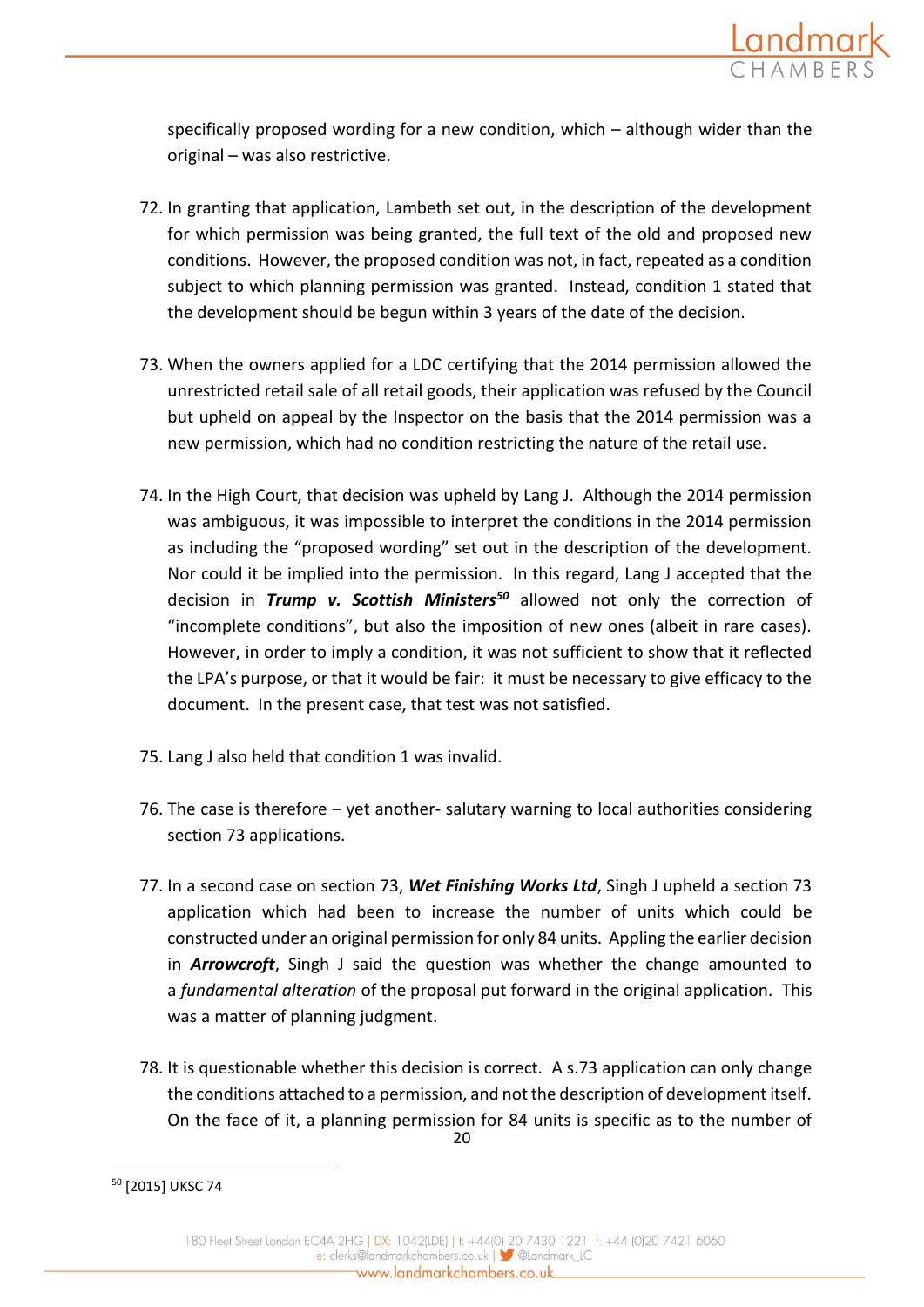specifically proposed wording for a new condition, which – although wider than the original – was also restrictive.

72. In granting that application, Lambeth set out, in the description of the development for which permission was being granted, the full text of the old and proposed new conditions. However, the proposed condition was not, in fact, repeated as a condition subject to which planning permission was granted. Instead, condition 1 stated that the development should be begun within 3 years of the date of the decision.

73. When the owners applied for a LDC certifying that the 2014 permission allowed the unrestricted retail sale of all retail goods, their application was refused by the Council but upheld on appeal by the Inspector on the basis that the 2014 permission was a new permission, which had no condition restricting the nature of the retail use.

74. In the High Court, that decision was upheld by Lang J. Although the 2014 permission was ambiguous, it was impossible to interpret the conditions in the 2014 permission as including the "proposed wording" set out in the description of the development. Nor could it be implied into the permission. In this regard, Lang J accepted that the decision in ***Trump v. Scottish Ministers***[50] allowed not only the correction of "incomplete conditions", but also the imposition of new ones (albeit in rare cases). However, in order to imply a condition, it was not sufficient to show that it reflected the LPA's purpose, or that it would be fair: it must be necessary to give efficacy to the document. In the present case, that test was not satisfied.

75. Lang J also held that condition 1 was invalid.

76. The case is therefore – yet another- salutary warning to local authorities considering section 73 applications.

77. In a second case on section 73, ***Wet Finishing Works Ltd***, Singh J upheld a section 73 application which had been to increase the number of units which could be constructed under an original permission for only 84 units. Appling the earlier decision in ***Arrowcroft***, Singh J said the question was whether the change amounted to a *fundamental alteration* of the proposal put forward in the original application. This was a matter of planning judgment.

78. It is questionable whether this decision is correct. A s.73 application can only change the conditions attached to a permission, and not the description of development itself. On the face of it, a planning permission for 84 units is specific as to the number of

[50] [2015] UKSC 74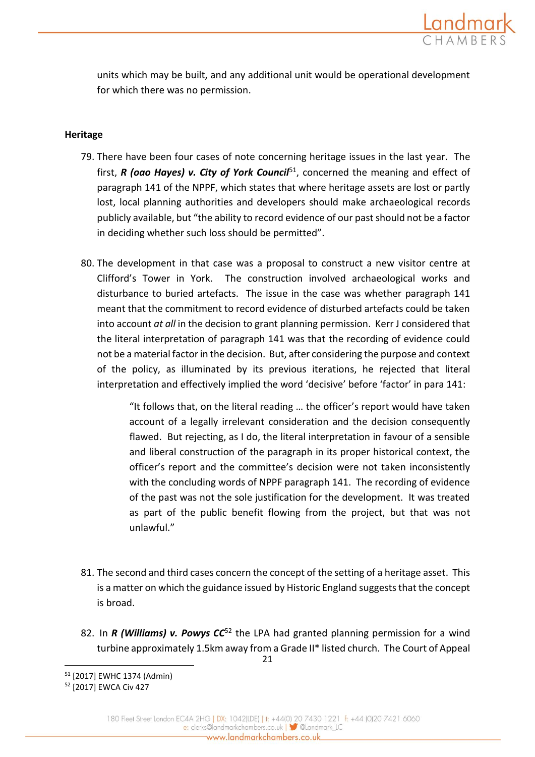units which may be built, and any additional unit would be operational development for which there was no permission.

## Heritage

79. There have been four cases of note concerning heritage issues in the last year. The first, ***R (oao Hayes) v. City of York Council***[51], concerned the meaning and effect of paragraph 141 of the NPPF, which states that where heritage assets are lost or partly lost, local planning authorities and developers should make archaeological records publicly available, but "the ability to record evidence of our past should not be a factor in deciding whether such loss should be permitted".

80. The development in that case was a proposal to construct a new visitor centre at Clifford's Tower in York. The construction involved archaeological works and disturbance to buried artefacts. The issue in the case was whether paragraph 141 meant that the commitment to record evidence of disturbed artefacts could be taken into account *at all* in the decision to grant planning permission. Kerr J considered that the literal interpretation of paragraph 141 was that the recording of evidence could not be a material factor in the decision. But, after considering the purpose and context of the policy, as illuminated by its previous iterations, he rejected that literal interpretation and effectively implied the word 'decisive' before 'factor' in para 141:

> "It follows that, on the literal reading … the officer's report would have taken account of a legally irrelevant consideration and the decision consequently flawed. But rejecting, as I do, the literal interpretation in favour of a sensible and liberal construction of the paragraph in its proper historical context, the officer's report and the committee's decision were not taken inconsistently with the concluding words of NPPF paragraph 141. The recording of evidence of the past was not the sole justification for the development. It was treated as part of the public benefit flowing from the project, but that was not unlawful."

81. The second and third cases concern the concept of the setting of a heritage asset. This is a matter on which the guidance issued by Historic England suggests that the concept is broad.

82. In ***R (Williams) v. Powys CC***[52] the LPA had granted planning permission for a wind turbine approximately 1.5km away from a Grade II* listed church. The Court of Appeal

[51] [2017] EWHC 1374 (Admin)

[52] [2017] EWCA Civ 427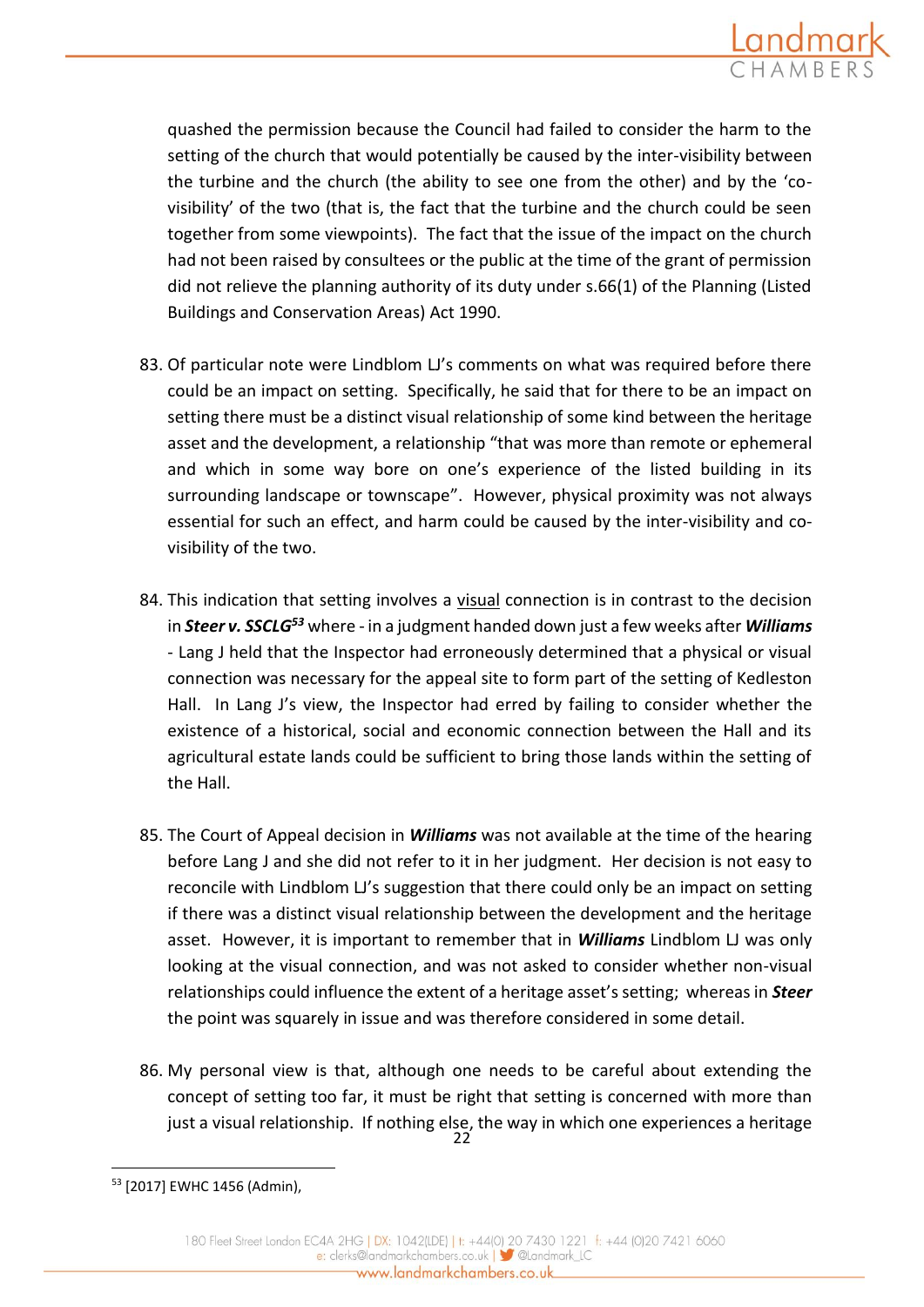quashed the permission because the Council had failed to consider the harm to the setting of the church that would potentially be caused by the inter-visibility between the turbine and the church (the ability to see one from the other) and by the 'co-visibility' of the two (that is, the fact that the turbine and the church could be seen together from some viewpoints). The fact that the issue of the impact on the church had not been raised by consultees or the public at the time of the grant of permission did not relieve the planning authority of its duty under s.66(1) of the Planning (Listed Buildings and Conservation Areas) Act 1990.

83. Of particular note were Lindblom LJ's comments on what was required before there could be an impact on setting. Specifically, he said that for there to be an impact on setting there must be a distinct visual relationship of some kind between the heritage asset and the development, a relationship "that was more than remote or ephemeral and which in some way bore on one's experience of the listed building in its surrounding landscape or townscape". However, physical proximity was not always essential for such an effect, and harm could be caused by the inter-visibility and co-visibility of the two.

84. This indication that setting involves a <u>visual</u> connection is in contrast to the decision in ***Steer v. SSCLG***[53] where - in a judgment handed down just a few weeks after ***Williams*** - Lang J held that the Inspector had erroneously determined that a physical or visual connection was necessary for the appeal site to form part of the setting of Kedleston Hall. In Lang J's view, the Inspector had erred by failing to consider whether the existence of a historical, social and economic connection between the Hall and its agricultural estate lands could be sufficient to bring those lands within the setting of the Hall.

85. The Court of Appeal decision in ***Williams*** was not available at the time of the hearing before Lang J and she did not refer to it in her judgment. Her decision is not easy to reconcile with Lindblom LJ's suggestion that there could only be an impact on setting if there was a distinct visual relationship between the development and the heritage asset. However, it is important to remember that in ***Williams*** Lindblom LJ was only looking at the visual connection, and was not asked to consider whether non-visual relationships could influence the extent of a heritage asset's setting; whereas in ***Steer*** the point was squarely in issue and was therefore considered in some detail.

86. My personal view is that, although one needs to be careful about extending the concept of setting too far, it must be right that setting is concerned with more than just a visual relationship. If nothing else, the way in which one experiences a heritage

[53] [2017] EWHC 1456 (Admin),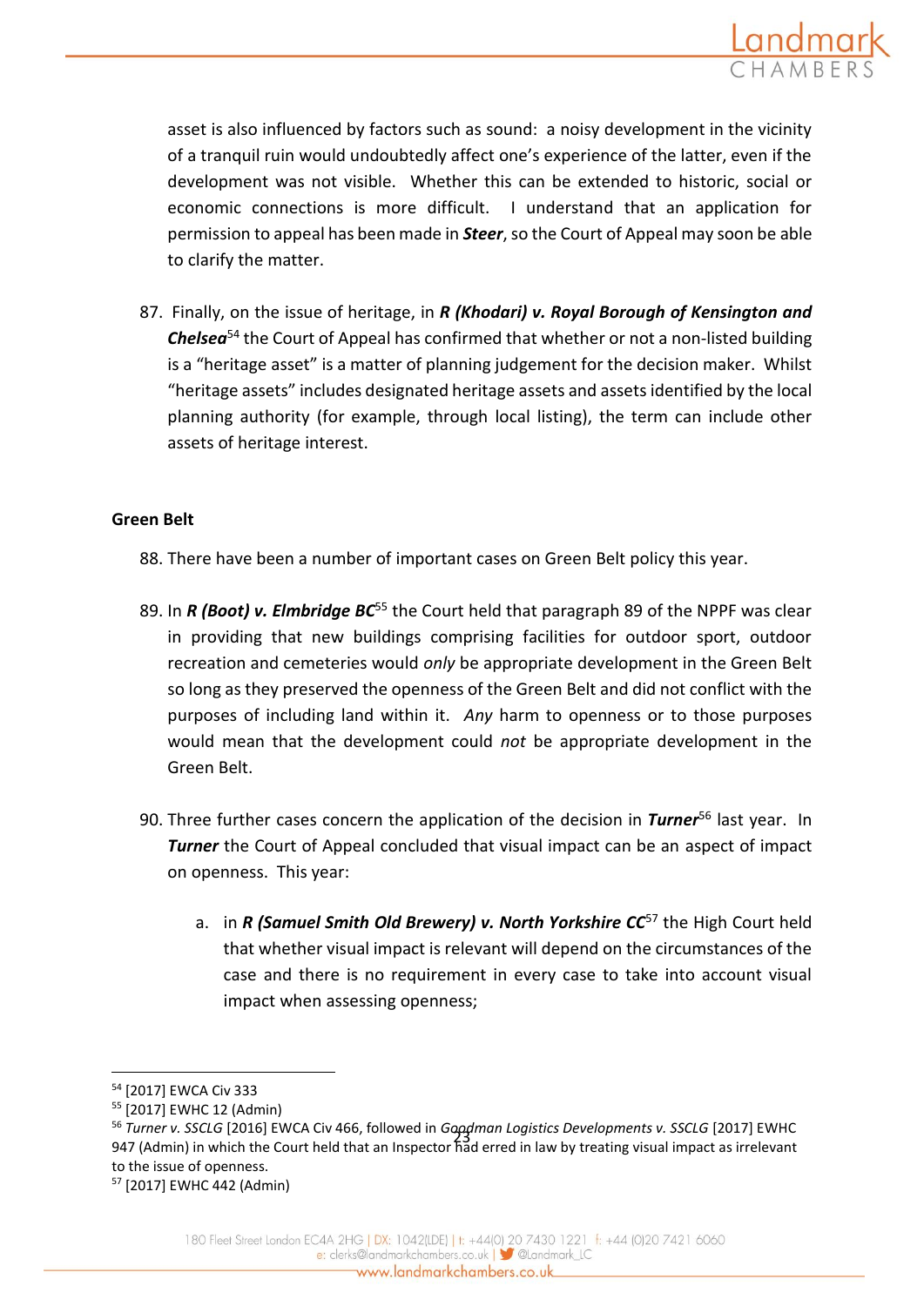asset is also influenced by factors such as sound: a noisy development in the vicinity of a tranquil ruin would undoubtedly affect one's experience of the latter, even if the development was not visible. Whether this can be extended to historic, social or economic connections is more difficult. I understand that an application for permission to appeal has been made in ***Steer***, so the Court of Appeal may soon be able to clarify the matter.

87. Finally, on the issue of heritage, in ***R (Khodari) v. Royal Borough of Kensington and Chelsea***[54] the Court of Appeal has confirmed that whether or not a non-listed building is a "heritage asset" is a matter of planning judgement for the decision maker. Whilst "heritage assets" includes designated heritage assets and assets identified by the local planning authority (for example, through local listing), the term can include other assets of heritage interest.

**Green Belt**

88. There have been a number of important cases on Green Belt policy this year.

89. In ***R (Boot) v. Elmbridge BC***[55] the Court held that paragraph 89 of the NPPF was clear in providing that new buildings comprising facilities for outdoor sport, outdoor recreation and cemeteries would *only* be appropriate development in the Green Belt so long as they preserved the openness of the Green Belt and did not conflict with the purposes of including land within it. *Any* harm to openness or to those purposes would mean that the development could *not* be appropriate development in the Green Belt.

90. Three further cases concern the application of the decision in ***Turner***[56] last year. In ***Turner*** the Court of Appeal concluded that visual impact can be an aspect of impact on openness. This year:

    a. in ***R (Samuel Smith Old Brewery) v. North Yorkshire CC***[57] the High Court held that whether visual impact is relevant will depend on the circumstances of the case and there is no requirement in every case to take into account visual impact when assessing openness;

---

[54] [2017] EWCA Civ 333

[55] [2017] EWHC 12 (Admin)

[56] *Turner v. SSCLG* [2016] EWCA Civ 466, followed in *Goodman Logistics Developments v. SSCLG* [2017] EWHC 947 (Admin) in which the Court held that an Inspector had erred in law by treating visual impact as irrelevant to the issue of openness.

[57] [2017] EWHC 442 (Admin)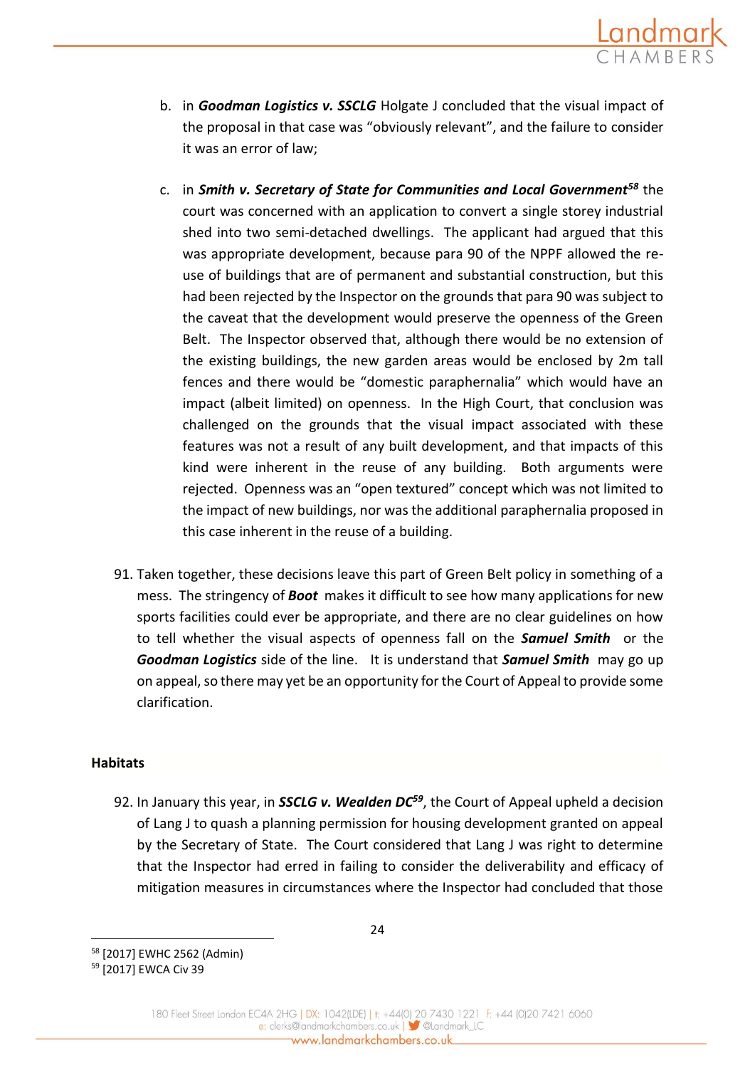b. in ***Goodman Logistics v. SSCLG*** Holgate J concluded that the visual impact of the proposal in that case was "obviously relevant", and the failure to consider it was an error of law;

c. in ***Smith v. Secretary of State for Communities and Local Government***[58] the court was concerned with an application to convert a single storey industrial shed into two semi-detached dwellings. The applicant had argued that this was appropriate development, because para 90 of the NPPF allowed the re-use of buildings that are of permanent and substantial construction, but this had been rejected by the Inspector on the grounds that para 90 was subject to the caveat that the development would preserve the openness of the Green Belt. The Inspector observed that, although there would be no extension of the existing buildings, the new garden areas would be enclosed by 2m tall fences and there would be "domestic paraphernalia" which would have an impact (albeit limited) on openness. In the High Court, that conclusion was challenged on the grounds that the visual impact associated with these features was not a result of any built development, and that impacts of this kind were inherent in the reuse of any building. Both arguments were rejected. Openness was an "open textured" concept which was not limited to the impact of new buildings, nor was the additional paraphernalia proposed in this case inherent in the reuse of a building.

91. Taken together, these decisions leave this part of Green Belt policy in something of a mess. The stringency of ***Boot*** makes it difficult to see how many applications for new sports facilities could ever be appropriate, and there are no clear guidelines on how to tell whether the visual aspects of openness fall on the ***Samuel Smith*** or the ***Goodman Logistics*** side of the line. It is understand that ***Samuel Smith*** may go up on appeal, so there may yet be an opportunity for the Court of Appeal to provide some clarification.

**Habitats**

92. In January this year, in ***SSCLG v. Wealden DC***[59], the Court of Appeal upheld a decision of Lang J to quash a planning permission for housing development granted on appeal by the Secretary of State. The Court considered that Lang J was right to determine that the Inspector had erred in failing to consider the deliverability and efficacy of mitigation measures in circumstances where the Inspector had concluded that those

---

[58] [2017] EWHC 2562 (Admin)

[59] [2017] EWCA Civ 39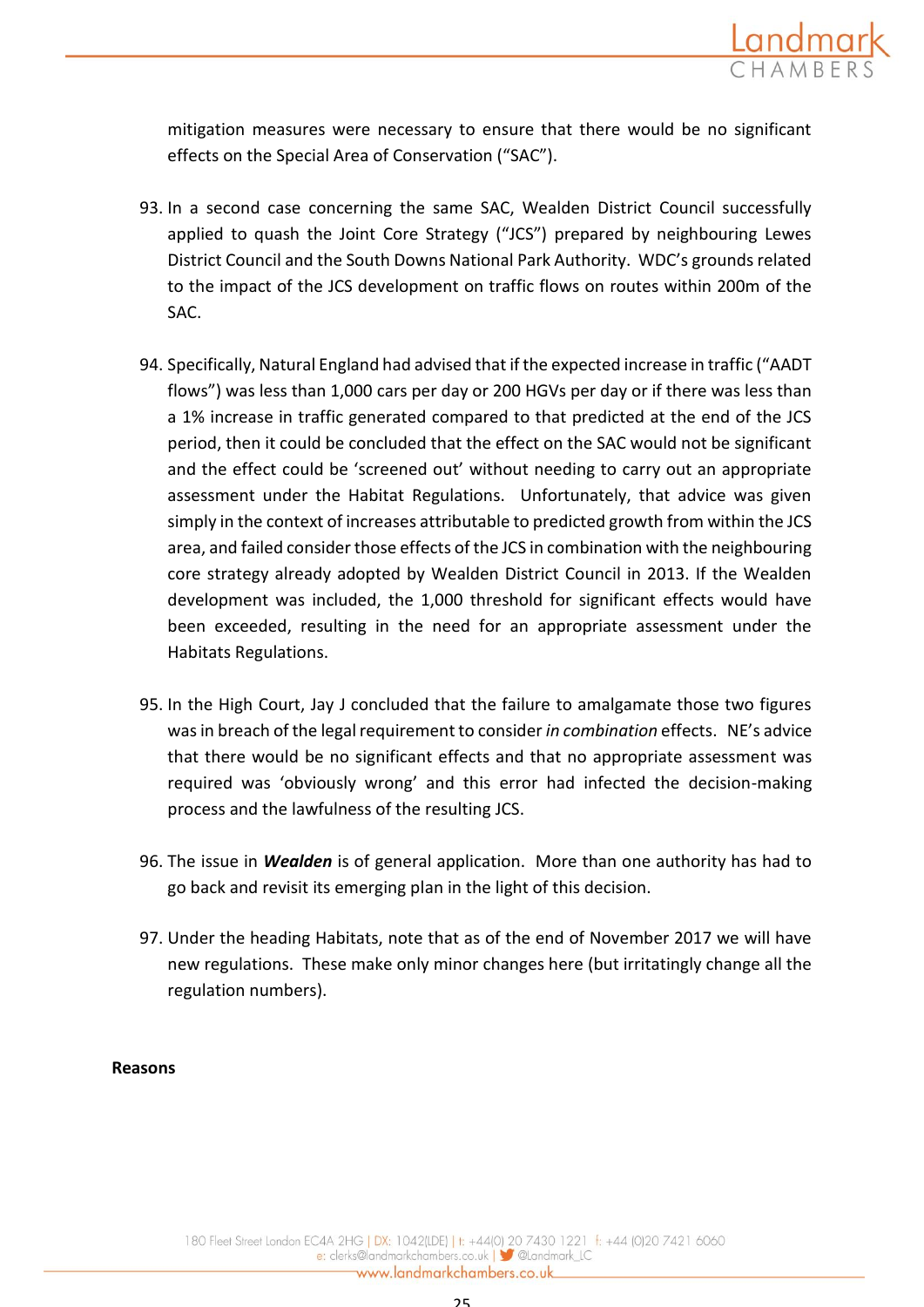mitigation measures were necessary to ensure that there would be no significant effects on the Special Area of Conservation ("SAC").

93. In a second case concerning the same SAC, Wealden District Council successfully applied to quash the Joint Core Strategy ("JCS") prepared by neighbouring Lewes District Council and the South Downs National Park Authority. WDC's grounds related to the impact of the JCS development on traffic flows on routes within 200m of the SAC.

94. Specifically, Natural England had advised that if the expected increase in traffic ("AADT flows") was less than 1,000 cars per day or 200 HGVs per day or if there was less than a 1% increase in traffic generated compared to that predicted at the end of the JCS period, then it could be concluded that the effect on the SAC would not be significant and the effect could be 'screened out' without needing to carry out an appropriate assessment under the Habitat Regulations. Unfortunately, that advice was given simply in the context of increases attributable to predicted growth from within the JCS area, and failed consider those effects of the JCS in combination with the neighbouring core strategy already adopted by Wealden District Council in 2013. If the Wealden development was included, the 1,000 threshold for significant effects would have been exceeded, resulting in the need for an appropriate assessment under the Habitats Regulations.

95. In the High Court, Jay J concluded that the failure to amalgamate those two figures was in breach of the legal requirement to consider *in combination* effects. NE's advice that there would be no significant effects and that no appropriate assessment was required was 'obviously wrong' and this error had infected the decision-making process and the lawfulness of the resulting JCS.

96. The issue in ***Wealden*** is of general application. More than one authority has had to go back and revisit its emerging plan in the light of this decision.

97. Under the heading Habitats, note that as of the end of November 2017 we will have new regulations. These make only minor changes here (but irritatingly change all the regulation numbers).

**Reasons**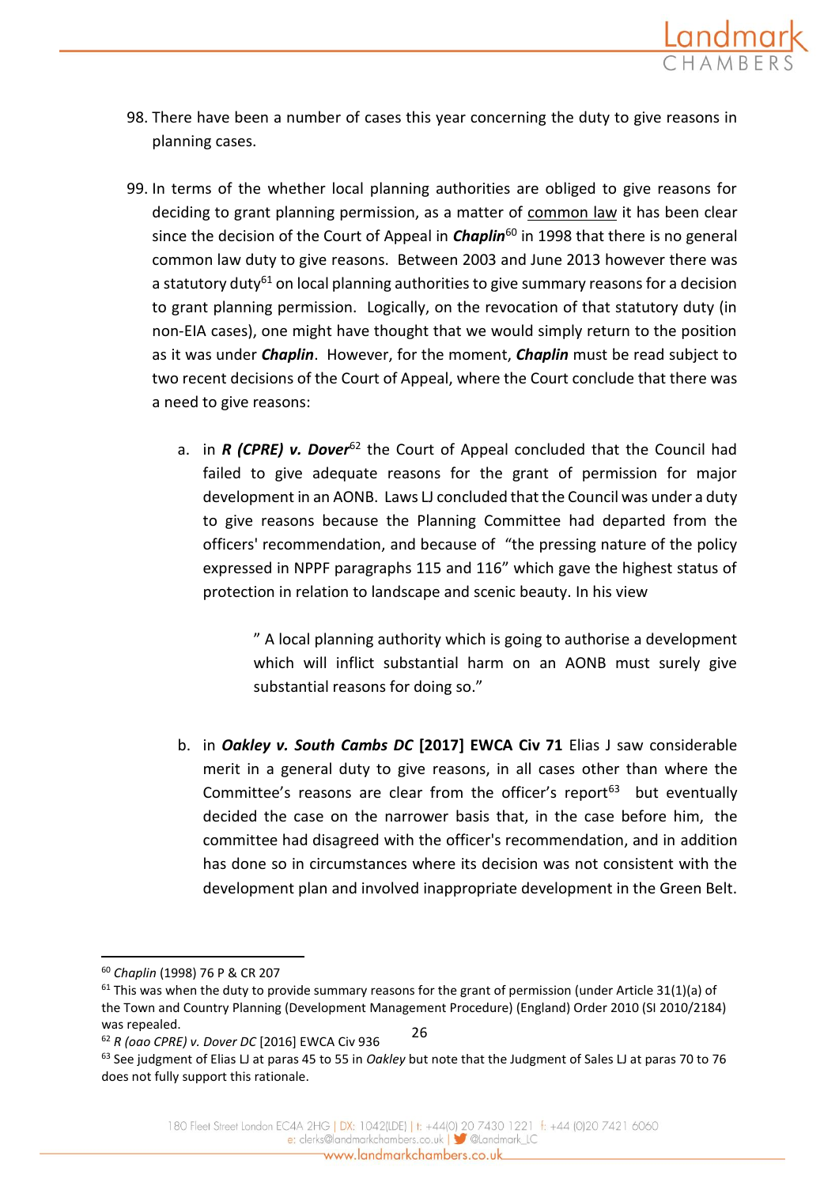98. There have been a number of cases this year concerning the duty to give reasons in planning cases.

99. In terms of the whether local planning authorities are obliged to give reasons for deciding to grant planning permission, as a matter of common law it has been clear since the decision of the Court of Appeal in ***Chaplin***[60] in 1998 that there is no general common law duty to give reasons. Between 2003 and June 2013 however there was a statutory duty[61] on local planning authorities to give summary reasons for a decision to grant planning permission. Logically, on the revocation of that statutory duty (in non-EIA cases), one might have thought that we would simply return to the position as it was under ***Chaplin***. However, for the moment, ***Chaplin*** must be read subject to two recent decisions of the Court of Appeal, where the Court conclude that there was a need to give reasons:

    a. in ***R (CPRE) v. Dover***[62] the Court of Appeal concluded that the Council had failed to give adequate reasons for the grant of permission for major development in an AONB. Laws LJ concluded that the Council was under a duty to give reasons because the Planning Committee had departed from the officers' recommendation, and because of "the pressing nature of the policy expressed in NPPF paragraphs 115 and 116" which gave the highest status of protection in relation to landscape and scenic beauty. In his view

    > " A local planning authority which is going to authorise a development which will inflict substantial harm on an AONB must surely give substantial reasons for doing so."

    b. in ***Oakley v. South Cambs DC* [2017] EWCA Civ 71** Elias J saw considerable merit in a general duty to give reasons, in all cases other than where the Committee's reasons are clear from the officer's report[63] but eventually decided the case on the narrower basis that, in the case before him, the committee had disagreed with the officer's recommendation, and in addition has done so in circumstances where its decision was not consistent with the development plan and involved inappropriate development in the Green Belt.

---

[60] *Chaplin* (1998) 76 P & CR 207

[61] This was when the duty to provide summary reasons for the grant of permission (under Article 31(1)(a) of the Town and Country Planning (Development Management Procedure) (England) Order 2010 (SI 2010/2184) was repealed.

[62] *R (oao CPRE) v. Dover DC* [2016] EWCA Civ 936

[63] See judgment of Elias LJ at paras 45 to 55 in *Oakley* but note that the Judgment of Sales LJ at paras 70 to 76 does not fully support this rationale.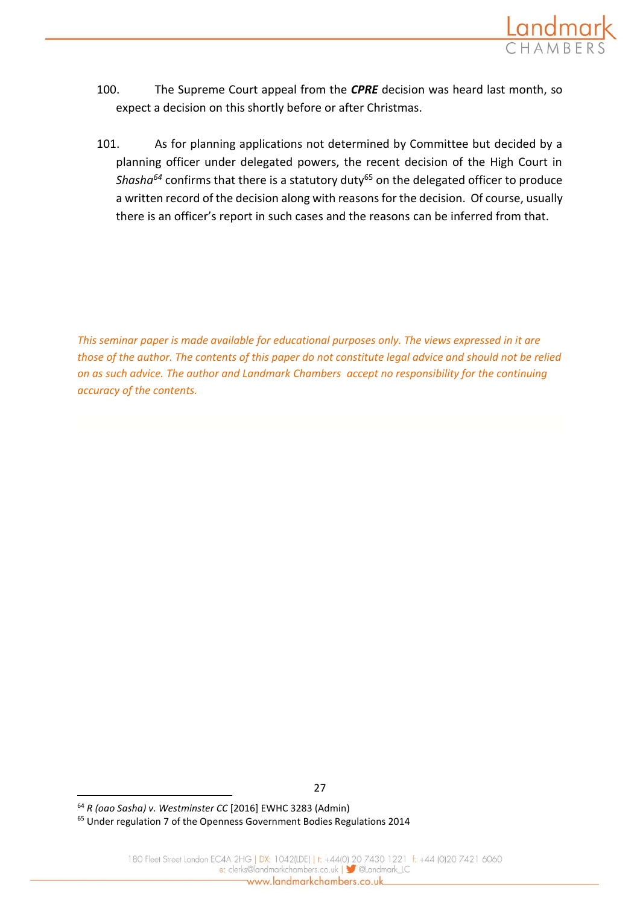100. The Supreme Court appeal from the ***CPRE*** decision was heard last month, so expect a decision on this shortly before or after Christmas.

101. As for planning applications not determined by Committee but decided by a planning officer under delegated powers, the recent decision of the High Court in *Shasha*[64] confirms that there is a statutory duty[65] on the delegated officer to produce a written record of the decision along with reasons for the decision. Of course, usually there is an officer's report in such cases and the reasons can be inferred from that.

*This seminar paper is made available for educational purposes only. The views expressed in it are those of the author. The contents of this paper do not constitute legal advice and should not be relied on as such advice. The author and Landmark Chambers accept no responsibility for the continuing accuracy of the contents.*

---

[64] *R (oao Sasha) v. Westminster CC* [2016] EWHC 3283 (Admin)

[65] Under regulation 7 of the Openness Government Bodies Regulations 2014